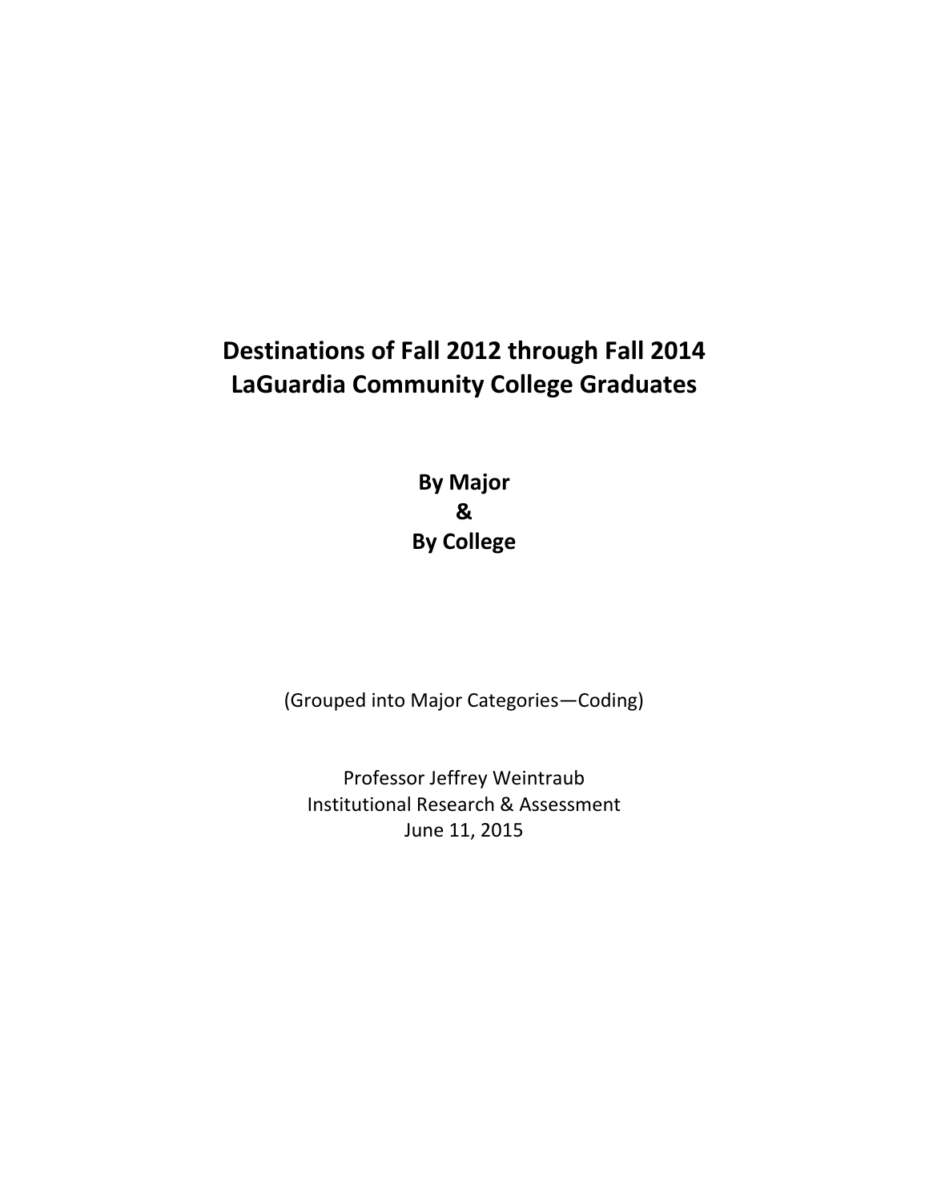# Destinations of Fall 2012 through Fall 2014 LaGuardia Community College Graduates

**By Major**

**&**

**By College**

(Grouped into Major Categories—Coding)

Professor Jeffrey Weintraub

Institutional Research & Assessment

June 11, 2015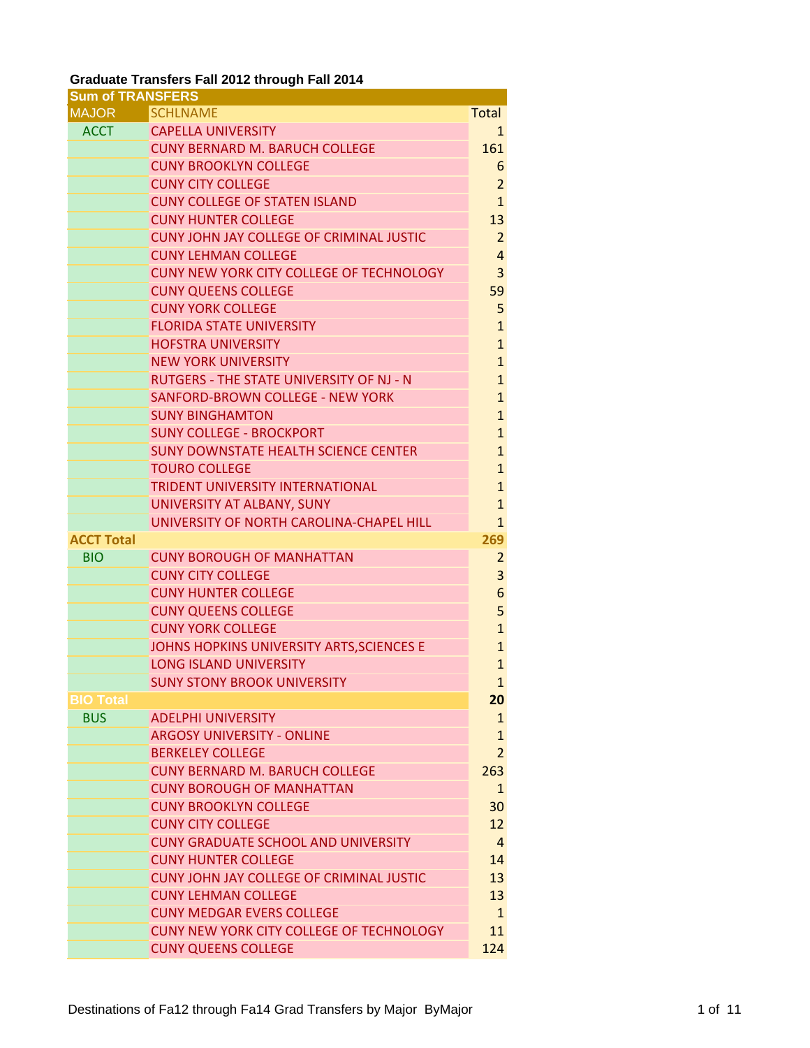**Graduate Transfers Fall 2012 through Fall 2014**

| Sum of TRANSFERS | | |
|---|---|---|
| MAJOR | SCHLNAME | Total |
| ACCT | CAPELLA UNIVERSITY | 1 |
| | CUNY BERNARD M. BARUCH COLLEGE | 161 |
| | CUNY BROOKLYN COLLEGE | 6 |
| | CUNY CITY COLLEGE | 2 |
| | CUNY COLLEGE OF STATEN ISLAND | 1 |
| | CUNY HUNTER COLLEGE | 13 |
| | CUNY JOHN JAY COLLEGE OF CRIMINAL JUSTIC | 2 |
| | CUNY LEHMAN COLLEGE | 4 |
| | CUNY NEW YORK CITY COLLEGE OF TECHNOLOGY | 3 |
| | CUNY QUEENS COLLEGE | 59 |
| | CUNY YORK COLLEGE | 5 |
| | FLORIDA STATE UNIVERSITY | 1 |
| | HOFSTRA UNIVERSITY | 1 |
| | NEW YORK UNIVERSITY | 1 |
| | RUTGERS - THE STATE UNIVERSITY OF NJ - N | 1 |
| | SANFORD-BROWN COLLEGE - NEW YORK | 1 |
| | SUNY BINGHAMTON | 1 |
| | SUNY COLLEGE - BROCKPORT | 1 |
| | SUNY DOWNSTATE HEALTH SCIENCE CENTER | 1 |
| | TOURO COLLEGE | 1 |
| | TRIDENT UNIVERSITY INTERNATIONAL | 1 |
| | UNIVERSITY AT ALBANY, SUNY | 1 |
| | UNIVERSITY OF NORTH CAROLINA-CHAPEL HILL | 1 |
| **ACCT Total** | | **269** |
| BIO | CUNY BOROUGH OF MANHATTAN | 2 |
| | CUNY CITY COLLEGE | 3 |
| | CUNY HUNTER COLLEGE | 6 |
| | CUNY QUEENS COLLEGE | 5 |
| | CUNY YORK COLLEGE | 1 |
| | JOHNS HOPKINS UNIVERSITY ARTS,SCIENCES E | 1 |
| | LONG ISLAND UNIVERSITY | 1 |
| | SUNY STONY BROOK UNIVERSITY | 1 |
| **BIO Total** | | **20** |
| BUS | ADELPHI UNIVERSITY | 1 |
| | ARGOSY UNIVERSITY - ONLINE | 1 |
| | BERKELEY COLLEGE | 2 |
| | CUNY BERNARD M. BARUCH COLLEGE | 263 |
| | CUNY BOROUGH OF MANHATTAN | 1 |
| | CUNY BROOKLYN COLLEGE | 30 |
| | CUNY CITY COLLEGE | 12 |
| | CUNY GRADUATE SCHOOL AND UNIVERSITY | 4 |
| | CUNY HUNTER COLLEGE | 14 |
| | CUNY JOHN JAY COLLEGE OF CRIMINAL JUSTIC | 13 |
| | CUNY LEHMAN COLLEGE | 13 |
| | CUNY MEDGAR EVERS COLLEGE | 1 |
| | CUNY NEW YORK CITY COLLEGE OF TECHNOLOGY | 11 |
| | CUNY QUEENS COLLEGE | 124 |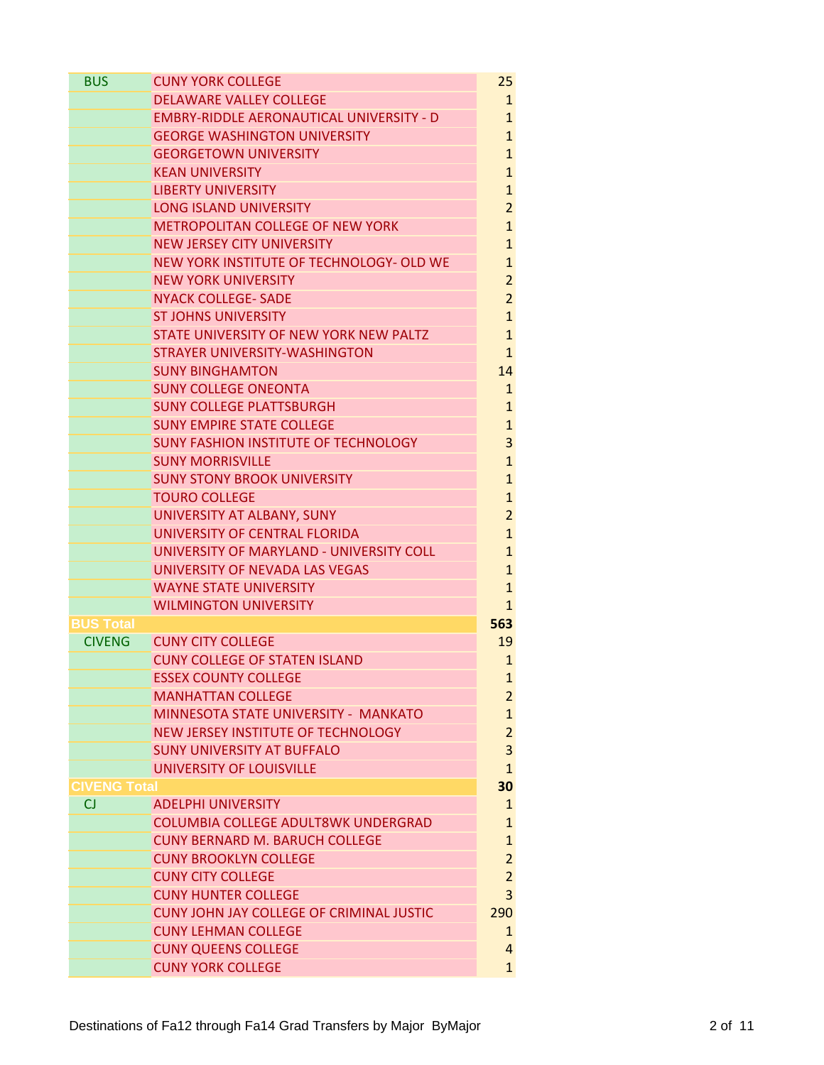| Major | Destination | Count |
|---|---|---|
| BUS | CUNY YORK COLLEGE | 25 |
| | DELAWARE VALLEY COLLEGE | 1 |
| | EMBRY-RIDDLE AERONAUTICAL UNIVERSITY - D | 1 |
| | GEORGE WASHINGTON UNIVERSITY | 1 |
| | GEORGETOWN UNIVERSITY | 1 |
| | KEAN UNIVERSITY | 1 |
| | LIBERTY UNIVERSITY | 1 |
| | LONG ISLAND UNIVERSITY | 2 |
| | METROPOLITAN COLLEGE OF NEW YORK | 1 |
| | NEW JERSEY CITY UNIVERSITY | 1 |
| | NEW YORK INSTITUTE OF TECHNOLOGY- OLD WE | 1 |
| | NEW YORK UNIVERSITY | 2 |
| | NYACK COLLEGE- SADE | 2 |
| | ST JOHNS UNIVERSITY | 1 |
| | STATE UNIVERSITY OF NEW YORK NEW PALTZ | 1 |
| | STRAYER UNIVERSITY-WASHINGTON | 1 |
| | SUNY BINGHAMTON | 14 |
| | SUNY COLLEGE ONEONTA | 1 |
| | SUNY COLLEGE PLATTSBURGH | 1 |
| | SUNY EMPIRE STATE COLLEGE | 1 |
| | SUNY FASHION INSTITUTE OF TECHNOLOGY | 3 |
| | SUNY MORRISVILLE | 1 |
| | SUNY STONY BROOK UNIVERSITY | 1 |
| | TOURO COLLEGE | 1 |
| | UNIVERSITY AT ALBANY, SUNY | 2 |
| | UNIVERSITY OF CENTRAL FLORIDA | 1 |
| | UNIVERSITY OF MARYLAND - UNIVERSITY COLL | 1 |
| | UNIVERSITY OF NEVADA LAS VEGAS | 1 |
| | WAYNE STATE UNIVERSITY | 1 |
| | WILMINGTON UNIVERSITY | 1 |
| **BUS Total** | | **563** |
| CIVENG | CUNY CITY COLLEGE | 19 |
| | CUNY COLLEGE OF STATEN ISLAND | 1 |
| | ESSEX COUNTY COLLEGE | 1 |
| | MANHATTAN COLLEGE | 2 |
| | MINNESOTA STATE UNIVERSITY - MANKATO | 1 |
| | NEW JERSEY INSTITUTE OF TECHNOLOGY | 2 |
| | SUNY UNIVERSITY AT BUFFALO | 3 |
| | UNIVERSITY OF LOUISVILLE | 1 |
| **CIVENG Total** | | **30** |
| CJ | ADELPHI UNIVERSITY | 1 |
| | COLUMBIA COLLEGE ADULT8WK UNDERGRAD | 1 |
| | CUNY BERNARD M. BARUCH COLLEGE | 1 |
| | CUNY BROOKLYN COLLEGE | 2 |
| | CUNY CITY COLLEGE | 2 |
| | CUNY HUNTER COLLEGE | 3 |
| | CUNY JOHN JAY COLLEGE OF CRIMINAL JUSTIC | 290 |
| | CUNY LEHMAN COLLEGE | 1 |
| | CUNY QUEENS COLLEGE | 4 |
| | CUNY YORK COLLEGE | 1 |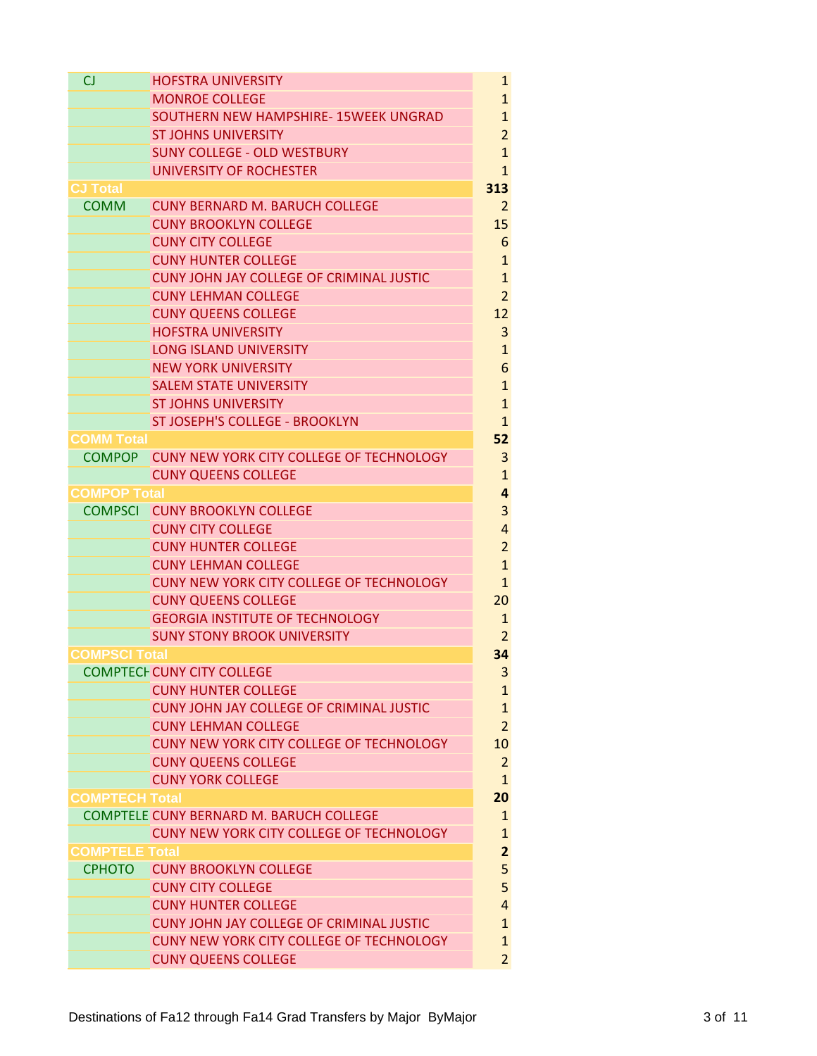| | | |
|---|---|---|
| CJ | HOFSTRA UNIVERSITY | 1 |
| | MONROE COLLEGE | 1 |
| | SOUTHERN NEW HAMPSHIRE- 15WEEK UNGRAD | 1 |
| | ST JOHNS UNIVERSITY | 2 |
| | SUNY COLLEGE - OLD WESTBURY | 1 |
| | UNIVERSITY OF ROCHESTER | 1 |
| **CJ Total** | | **313** |
| COMM | CUNY BERNARD M. BARUCH COLLEGE | 2 |
| | CUNY BROOKLYN COLLEGE | 15 |
| | CUNY CITY COLLEGE | 6 |
| | CUNY HUNTER COLLEGE | 1 |
| | CUNY JOHN JAY COLLEGE OF CRIMINAL JUSTIC | 1 |
| | CUNY LEHMAN COLLEGE | 2 |
| | CUNY QUEENS COLLEGE | 12 |
| | HOFSTRA UNIVERSITY | 3 |
| | LONG ISLAND UNIVERSITY | 1 |
| | NEW YORK UNIVERSITY | 6 |
| | SALEM STATE UNIVERSITY | 1 |
| | ST JOHNS UNIVERSITY | 1 |
| | ST JOSEPH'S COLLEGE - BROOKLYN | 1 |
| **COMM Total** | | **52** |
| COMPOP | CUNY NEW YORK CITY COLLEGE OF TECHNOLOGY | 3 |
| | CUNY QUEENS COLLEGE | 1 |
| **COMPOP Total** | | **4** |
| COMPSCI | CUNY BROOKLYN COLLEGE | 3 |
| | CUNY CITY COLLEGE | 4 |
| | CUNY HUNTER COLLEGE | 2 |
| | CUNY LEHMAN COLLEGE | 1 |
| | CUNY NEW YORK CITY COLLEGE OF TECHNOLOGY | 1 |
| | CUNY QUEENS COLLEGE | 20 |
| | GEORGIA INSTITUTE OF TECHNOLOGY | 1 |
| | SUNY STONY BROOK UNIVERSITY | 2 |
| **COMPSCI Total** | | **34** |
| COMPTECH | CUNY CITY COLLEGE | 3 |
| | CUNY HUNTER COLLEGE | 1 |
| | CUNY JOHN JAY COLLEGE OF CRIMINAL JUSTIC | 1 |
| | CUNY LEHMAN COLLEGE | 2 |
| | CUNY NEW YORK CITY COLLEGE OF TECHNOLOGY | 10 |
| | CUNY QUEENS COLLEGE | 2 |
| | CUNY YORK COLLEGE | 1 |
| **COMPTECH Total** | | **20** |
| COMPTELE | CUNY BERNARD M. BARUCH COLLEGE | 1 |
| | CUNY NEW YORK CITY COLLEGE OF TECHNOLOGY | 1 |
| **COMPTELE Total** | | **2** |
| CPHOTO | CUNY BROOKLYN COLLEGE | 5 |
| | CUNY CITY COLLEGE | 5 |
| | CUNY HUNTER COLLEGE | 4 |
| | CUNY JOHN JAY COLLEGE OF CRIMINAL JUSTIC | 1 |
| | CUNY NEW YORK CITY COLLEGE OF TECHNOLOGY | 1 |
| | CUNY QUEENS COLLEGE | 2 |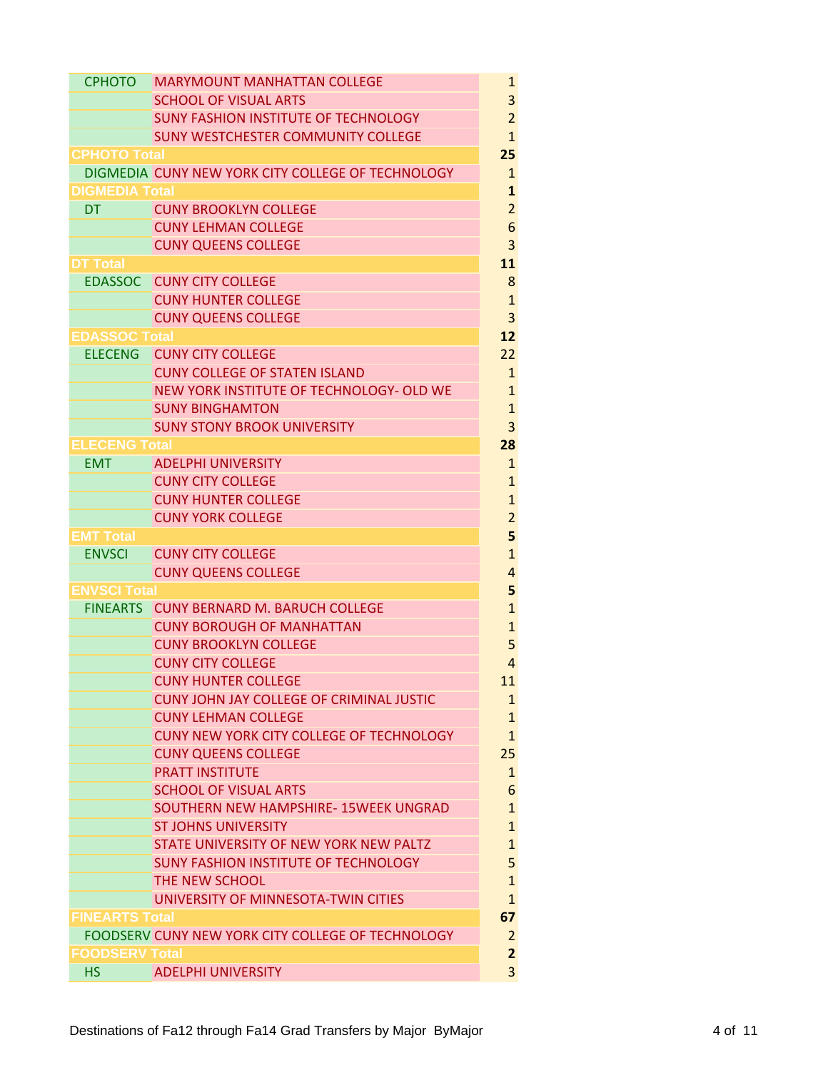| Major | Destination | Count |
|---|---|---|
| CPHOTO | MARYMOUNT MANHATTAN COLLEGE | 1 |
| | SCHOOL OF VISUAL ARTS | 3 |
| | SUNY FASHION INSTITUTE OF TECHNOLOGY | 2 |
| | SUNY WESTCHESTER COMMUNITY COLLEGE | 1 |
| **CPHOTO Total** | | **25** |
| DIGMEDIA | CUNY NEW YORK CITY COLLEGE OF TECHNOLOGY | 1 |
| **DIGMEDIA Total** | | **1** |
| DT | CUNY BROOKLYN COLLEGE | 2 |
| | CUNY LEHMAN COLLEGE | 6 |
| | CUNY QUEENS COLLEGE | 3 |
| **DT Total** | | **11** |
| EDASSOC | CUNY CITY COLLEGE | 8 |
| | CUNY HUNTER COLLEGE | 1 |
| | CUNY QUEENS COLLEGE | 3 |
| **EDASSOC Total** | | **12** |
| ELECENG | CUNY CITY COLLEGE | 22 |
| | CUNY COLLEGE OF STATEN ISLAND | 1 |
| | NEW YORK INSTITUTE OF TECHNOLOGY- OLD WE | 1 |
| | SUNY BINGHAMTON | 1 |
| | SUNY STONY BROOK UNIVERSITY | 3 |
| **ELECENG Total** | | **28** |
| EMT | ADELPHI UNIVERSITY | 1 |
| | CUNY CITY COLLEGE | 1 |
| | CUNY HUNTER COLLEGE | 1 |
| | CUNY YORK COLLEGE | 2 |
| **EMT Total** | | **5** |
| ENVSCI | CUNY CITY COLLEGE | 1 |
| | CUNY QUEENS COLLEGE | 4 |
| **ENVSCI Total** | | **5** |
| FINEARTS | CUNY BERNARD M. BARUCH COLLEGE | 1 |
| | CUNY BOROUGH OF MANHATTAN | 1 |
| | CUNY BROOKLYN COLLEGE | 5 |
| | CUNY CITY COLLEGE | 4 |
| | CUNY HUNTER COLLEGE | 11 |
| | CUNY JOHN JAY COLLEGE OF CRIMINAL JUSTIC | 1 |
| | CUNY LEHMAN COLLEGE | 1 |
| | CUNY NEW YORK CITY COLLEGE OF TECHNOLOGY | 1 |
| | CUNY QUEENS COLLEGE | 25 |
| | PRATT INSTITUTE | 1 |
| | SCHOOL OF VISUAL ARTS | 6 |
| | SOUTHERN NEW HAMPSHIRE- 15WEEK UNGRAD | 1 |
| | ST JOHNS UNIVERSITY | 1 |
| | STATE UNIVERSITY OF NEW YORK NEW PALTZ | 1 |
| | SUNY FASHION INSTITUTE OF TECHNOLOGY | 5 |
| | THE NEW SCHOOL | 1 |
| | UNIVERSITY OF MINNESOTA-TWIN CITIES | 1 |
| **FINEARTS Total** | | **67** |
| FOODSERV | CUNY NEW YORK CITY COLLEGE OF TECHNOLOGY | 2 |
| **FOODSERV Total** | | **2** |
| HS | ADELPHI UNIVERSITY | 3 |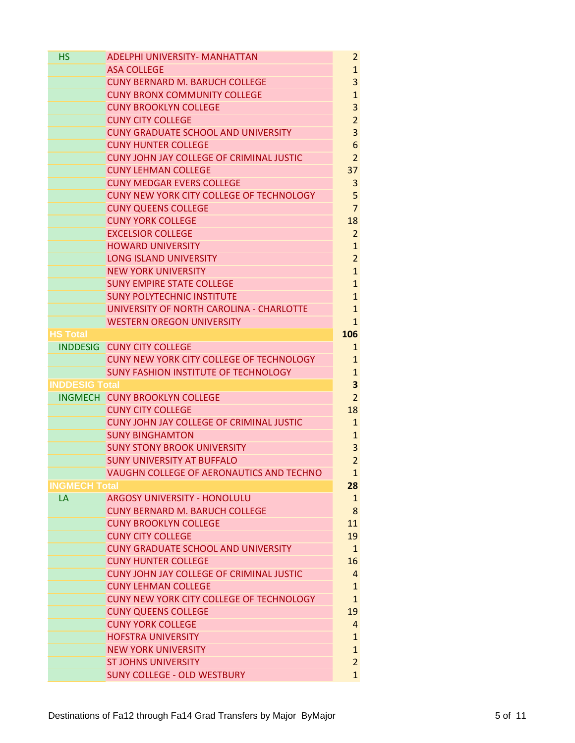| Major | Destination | Count |
|---|---|---|
| HS | ADELPHI UNIVERSITY- MANHATTAN | 2 |
| | ASA COLLEGE | 1 |
| | CUNY BERNARD M. BARUCH COLLEGE | 3 |
| | CUNY BRONX COMMUNITY COLLEGE | 1 |
| | CUNY BROOKLYN COLLEGE | 3 |
| | CUNY CITY COLLEGE | 2 |
| | CUNY GRADUATE SCHOOL AND UNIVERSITY | 3 |
| | CUNY HUNTER COLLEGE | 6 |
| | CUNY JOHN JAY COLLEGE OF CRIMINAL JUSTIC | 2 |
| | CUNY LEHMAN COLLEGE | 37 |
| | CUNY MEDGAR EVERS COLLEGE | 3 |
| | CUNY NEW YORK CITY COLLEGE OF TECHNOLOGY | 5 |
| | CUNY QUEENS COLLEGE | 7 |
| | CUNY YORK COLLEGE | 18 |
| | EXCELSIOR COLLEGE | 2 |
| | HOWARD UNIVERSITY | 1 |
| | LONG ISLAND UNIVERSITY | 2 |
| | NEW YORK UNIVERSITY | 1 |
| | SUNY EMPIRE STATE COLLEGE | 1 |
| | SUNY POLYTECHNIC INSTITUTE | 1 |
| | UNIVERSITY OF NORTH CAROLINA - CHARLOTTE | 1 |
| | WESTERN OREGON UNIVERSITY | 1 |
| **HS Total** | | **106** |
| INDDESIG | CUNY CITY COLLEGE | 1 |
| | CUNY NEW YORK CITY COLLEGE OF TECHNOLOGY | 1 |
| | SUNY FASHION INSTITUTE OF TECHNOLOGY | 1 |
| **INDDESIG Total** | | **3** |
| INGMECH | CUNY BROOKLYN COLLEGE | 2 |
| | CUNY CITY COLLEGE | 18 |
| | CUNY JOHN JAY COLLEGE OF CRIMINAL JUSTIC | 1 |
| | SUNY BINGHAMTON | 1 |
| | SUNY STONY BROOK UNIVERSITY | 3 |
| | SUNY UNIVERSITY AT BUFFALO | 2 |
| | VAUGHN COLLEGE OF AERONAUTICS AND TECHNO | 1 |
| **INGMECH Total** | | **28** |
| LA | ARGOSY UNIVERSITY - HONOLULU | 1 |
| | CUNY BERNARD M. BARUCH COLLEGE | 8 |
| | CUNY BROOKLYN COLLEGE | 11 |
| | CUNY CITY COLLEGE | 19 |
| | CUNY GRADUATE SCHOOL AND UNIVERSITY | 1 |
| | CUNY HUNTER COLLEGE | 16 |
| | CUNY JOHN JAY COLLEGE OF CRIMINAL JUSTIC | 4 |
| | CUNY LEHMAN COLLEGE | 1 |
| | CUNY NEW YORK CITY COLLEGE OF TECHNOLOGY | 1 |
| | CUNY QUEENS COLLEGE | 19 |
| | CUNY YORK COLLEGE | 4 |
| | HOFSTRA UNIVERSITY | 1 |
| | NEW YORK UNIVERSITY | 1 |
| | ST JOHNS UNIVERSITY | 2 |
| | SUNY COLLEGE - OLD WESTBURY | 1 |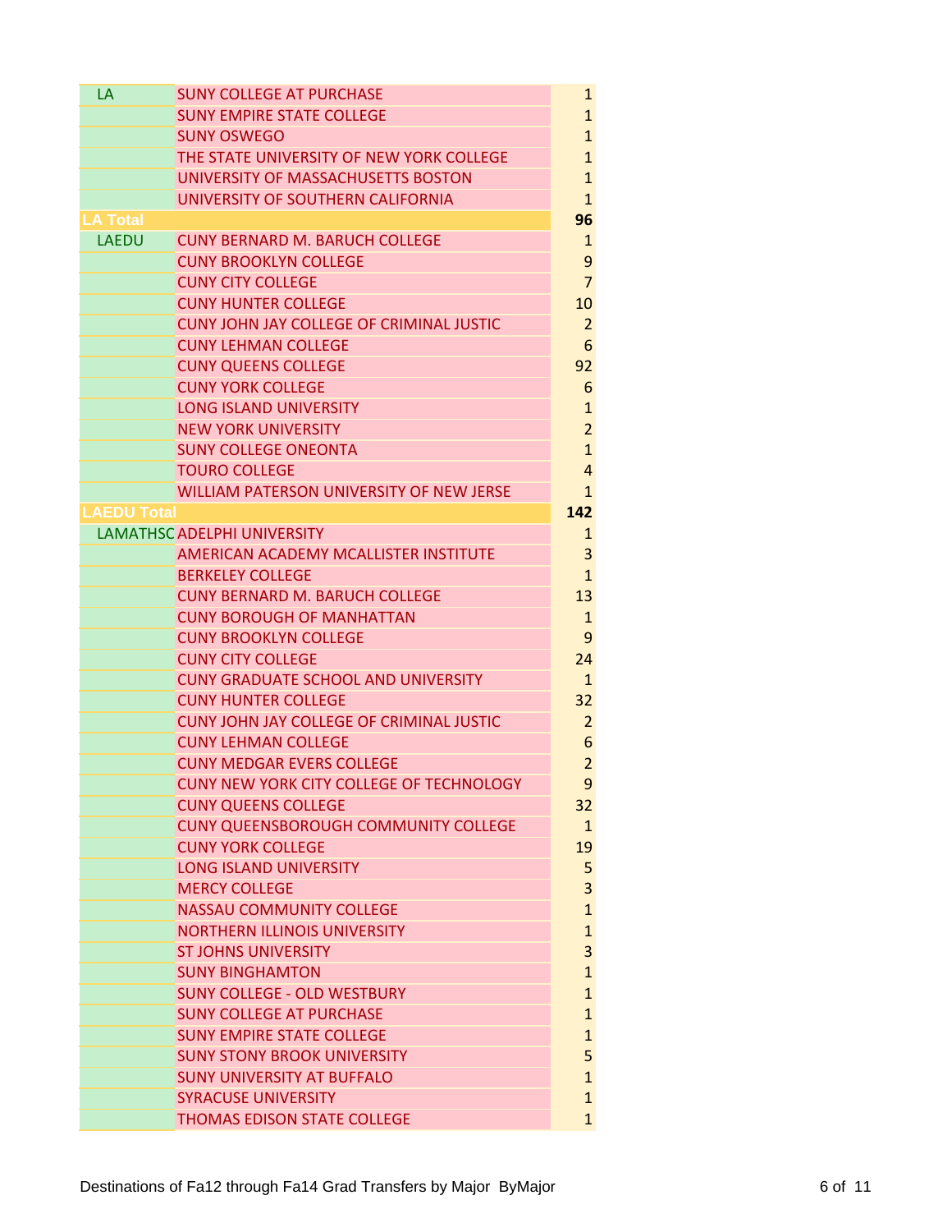| | | |
|---|---|---|
| LA | SUNY COLLEGE AT PURCHASE | 1 |
| | SUNY EMPIRE STATE COLLEGE | 1 |
| | SUNY OSWEGO | 1 |
| | THE STATE UNIVERSITY OF NEW YORK COLLEGE | 1 |
| | UNIVERSITY OF MASSACHUSETTS BOSTON | 1 |
| | UNIVERSITY OF SOUTHERN CALIFORNIA | 1 |
| **LA Total** | | **96** |
| LAEDU | CUNY BERNARD M. BARUCH COLLEGE | 1 |
| | CUNY BROOKLYN COLLEGE | 9 |
| | CUNY CITY COLLEGE | 7 |
| | CUNY HUNTER COLLEGE | 10 |
| | CUNY JOHN JAY COLLEGE OF CRIMINAL JUSTIC | 2 |
| | CUNY LEHMAN COLLEGE | 6 |
| | CUNY QUEENS COLLEGE | 92 |
| | CUNY YORK COLLEGE | 6 |
| | LONG ISLAND UNIVERSITY | 1 |
| | NEW YORK UNIVERSITY | 2 |
| | SUNY COLLEGE ONEONTA | 1 |
| | TOURO COLLEGE | 4 |
| | WILLIAM PATERSON UNIVERSITY OF NEW JERSE | 1 |
| **LAEDU Total** | | **142** |
| LAMATHSC | ADELPHI UNIVERSITY | 1 |
| | AMERICAN ACADEMY MCALLISTER INSTITUTE | 3 |
| | BERKELEY COLLEGE | 1 |
| | CUNY BERNARD M. BARUCH COLLEGE | 13 |
| | CUNY BOROUGH OF MANHATTAN | 1 |
| | CUNY BROOKLYN COLLEGE | 9 |
| | CUNY CITY COLLEGE | 24 |
| | CUNY GRADUATE SCHOOL AND UNIVERSITY | 1 |
| | CUNY HUNTER COLLEGE | 32 |
| | CUNY JOHN JAY COLLEGE OF CRIMINAL JUSTIC | 2 |
| | CUNY LEHMAN COLLEGE | 6 |
| | CUNY MEDGAR EVERS COLLEGE | 2 |
| | CUNY NEW YORK CITY COLLEGE OF TECHNOLOGY | 9 |
| | CUNY QUEENS COLLEGE | 32 |
| | CUNY QUEENSBOROUGH COMMUNITY COLLEGE | 1 |
| | CUNY YORK COLLEGE | 19 |
| | LONG ISLAND UNIVERSITY | 5 |
| | MERCY COLLEGE | 3 |
| | NASSAU COMMUNITY COLLEGE | 1 |
| | NORTHERN ILLINOIS UNIVERSITY | 1 |
| | ST JOHNS UNIVERSITY | 3 |
| | SUNY BINGHAMTON | 1 |
| | SUNY COLLEGE - OLD WESTBURY | 1 |
| | SUNY COLLEGE AT PURCHASE | 1 |
| | SUNY EMPIRE STATE COLLEGE | 1 |
| | SUNY STONY BROOK UNIVERSITY | 5 |
| | SUNY UNIVERSITY AT BUFFALO | 1 |
| | SYRACUSE UNIVERSITY | 1 |
| | THOMAS EDISON STATE COLLEGE | 1 |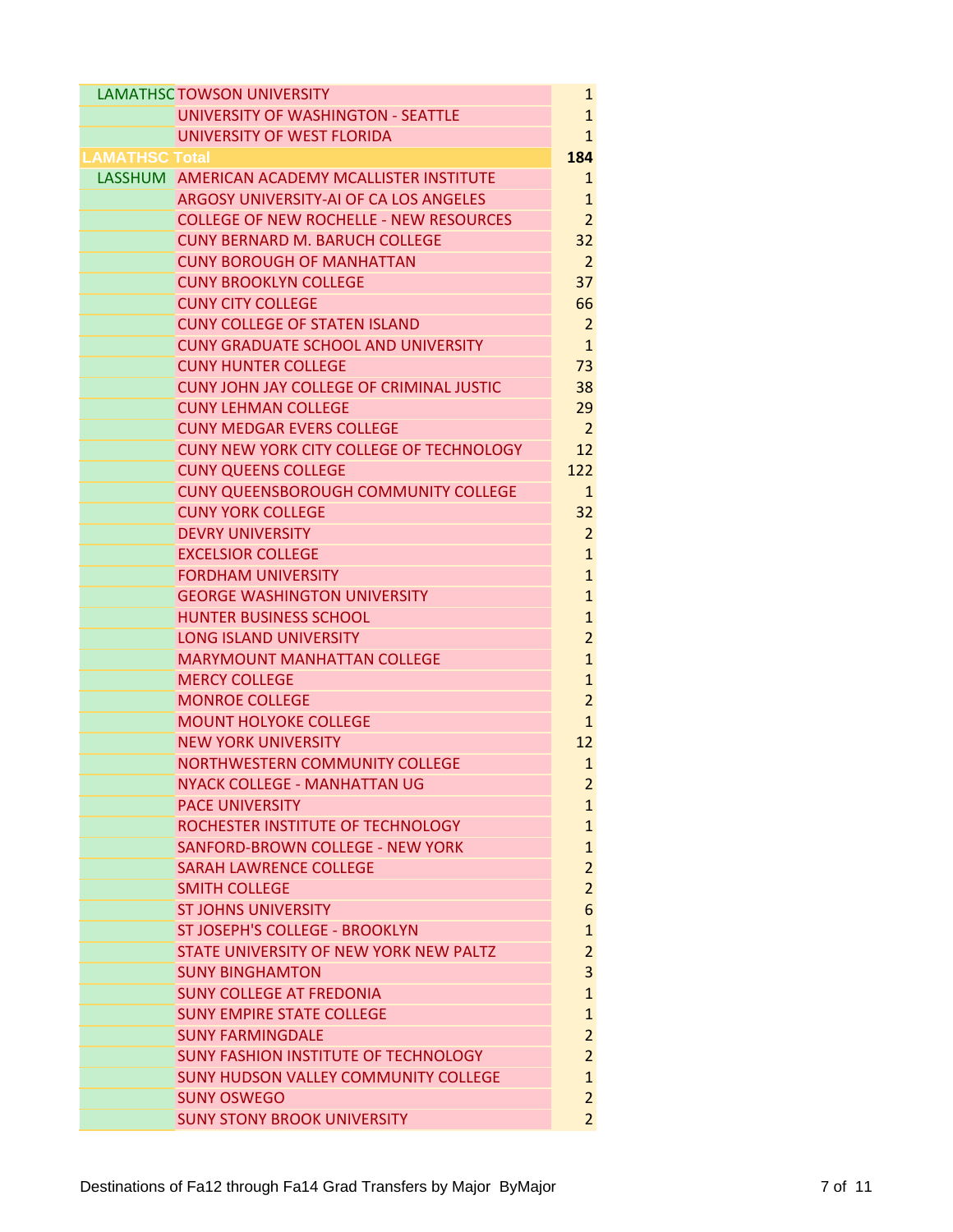| | | |
|---|---|---|
| LAMATHSC | TOWSON UNIVERSITY | 1 |
| | UNIVERSITY OF WASHINGTON - SEATTLE | 1 |
| | UNIVERSITY OF WEST FLORIDA | 1 |
| **LAMATHSC Total** | | **184** |
| LASSHUM | AMERICAN ACADEMY MCALLISTER INSTITUTE | 1 |
| | ARGOSY UNIVERSITY-AI OF CA LOS ANGELES | 1 |
| | COLLEGE OF NEW ROCHELLE - NEW RESOURCES | 2 |
| | CUNY BERNARD M. BARUCH COLLEGE | 32 |
| | CUNY BOROUGH OF MANHATTAN | 2 |
| | CUNY BROOKLYN COLLEGE | 37 |
| | CUNY CITY COLLEGE | 66 |
| | CUNY COLLEGE OF STATEN ISLAND | 2 |
| | CUNY GRADUATE SCHOOL AND UNIVERSITY | 1 |
| | CUNY HUNTER COLLEGE | 73 |
| | CUNY JOHN JAY COLLEGE OF CRIMINAL JUSTIC | 38 |
| | CUNY LEHMAN COLLEGE | 29 |
| | CUNY MEDGAR EVERS COLLEGE | 2 |
| | CUNY NEW YORK CITY COLLEGE OF TECHNOLOGY | 12 |
| | CUNY QUEENS COLLEGE | 122 |
| | CUNY QUEENSBOROUGH COMMUNITY COLLEGE | 1 |
| | CUNY YORK COLLEGE | 32 |
| | DEVRY UNIVERSITY | 2 |
| | EXCELSIOR COLLEGE | 1 |
| | FORDHAM UNIVERSITY | 1 |
| | GEORGE WASHINGTON UNIVERSITY | 1 |
| | HUNTER BUSINESS SCHOOL | 1 |
| | LONG ISLAND UNIVERSITY | 2 |
| | MARYMOUNT MANHATTAN COLLEGE | 1 |
| | MERCY COLLEGE | 1 |
| | MONROE COLLEGE | 2 |
| | MOUNT HOLYOKE COLLEGE | 1 |
| | NEW YORK UNIVERSITY | 12 |
| | NORTHWESTERN COMMUNITY COLLEGE | 1 |
| | NYACK COLLEGE - MANHATTAN UG | 2 |
| | PACE UNIVERSITY | 1 |
| | ROCHESTER INSTITUTE OF TECHNOLOGY | 1 |
| | SANFORD-BROWN COLLEGE - NEW YORK | 1 |
| | SARAH LAWRENCE COLLEGE | 2 |
| | SMITH COLLEGE | 2 |
| | ST JOHNS UNIVERSITY | 6 |
| | ST JOSEPH'S COLLEGE - BROOKLYN | 1 |
| | STATE UNIVERSITY OF NEW YORK NEW PALTZ | 2 |
| | SUNY BINGHAMTON | 3 |
| | SUNY COLLEGE AT FREDONIA | 1 |
| | SUNY EMPIRE STATE COLLEGE | 1 |
| | SUNY FARMINGDALE | 2 |
| | SUNY FASHION INSTITUTE OF TECHNOLOGY | 2 |
| | SUNY HUDSON VALLEY COMMUNITY COLLEGE | 1 |
| | SUNY OSWEGO | 2 |
| | SUNY STONY BROOK UNIVERSITY | 2 |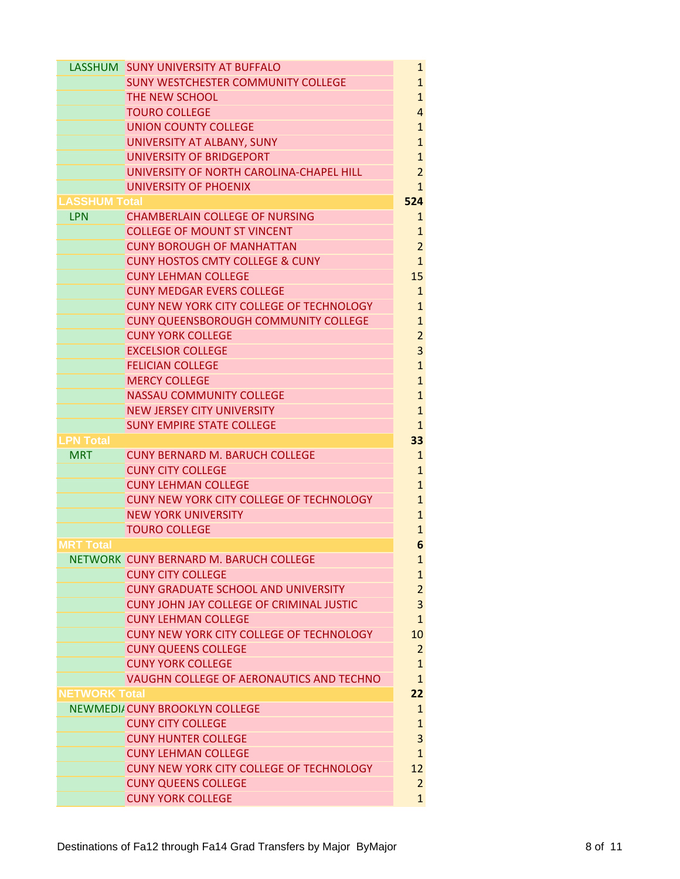| Major | Destination | Count |
|---|---|---|
| LASSHUM | SUNY UNIVERSITY AT BUFFALO | 1 |
| | SUNY WESTCHESTER COMMUNITY COLLEGE | 1 |
| | THE NEW SCHOOL | 1 |
| | TOURO COLLEGE | 4 |
| | UNION COUNTY COLLEGE | 1 |
| | UNIVERSITY AT ALBANY, SUNY | 1 |
| | UNIVERSITY OF BRIDGEPORT | 1 |
| | UNIVERSITY OF NORTH CAROLINA-CHAPEL HILL | 2 |
| | UNIVERSITY OF PHOENIX | 1 |
| **LASSHUM Total** | | **524** |
| LPN | CHAMBERLAIN COLLEGE OF NURSING | 1 |
| | COLLEGE OF MOUNT ST VINCENT | 1 |
| | CUNY BOROUGH OF MANHATTAN | 2 |
| | CUNY HOSTOS CMTY COLLEGE & CUNY | 1 |
| | CUNY LEHMAN COLLEGE | 15 |
| | CUNY MEDGAR EVERS COLLEGE | 1 |
| | CUNY NEW YORK CITY COLLEGE OF TECHNOLOGY | 1 |
| | CUNY QUEENSBOROUGH COMMUNITY COLLEGE | 1 |
| | CUNY YORK COLLEGE | 2 |
| | EXCELSIOR COLLEGE | 3 |
| | FELICIAN COLLEGE | 1 |
| | MERCY COLLEGE | 1 |
| | NASSAU COMMUNITY COLLEGE | 1 |
| | NEW JERSEY CITY UNIVERSITY | 1 |
| | SUNY EMPIRE STATE COLLEGE | 1 |
| **LPN Total** | | **33** |
| MRT | CUNY BERNARD M. BARUCH COLLEGE | 1 |
| | CUNY CITY COLLEGE | 1 |
| | CUNY LEHMAN COLLEGE | 1 |
| | CUNY NEW YORK CITY COLLEGE OF TECHNOLOGY | 1 |
| | NEW YORK UNIVERSITY | 1 |
| | TOURO COLLEGE | 1 |
| **MRT Total** | | **6** |
| NETWORK | CUNY BERNARD M. BARUCH COLLEGE | 1 |
| | CUNY CITY COLLEGE | 1 |
| | CUNY GRADUATE SCHOOL AND UNIVERSITY | 2 |
| | CUNY JOHN JAY COLLEGE OF CRIMINAL JUSTIC | 3 |
| | CUNY LEHMAN COLLEGE | 1 |
| | CUNY NEW YORK CITY COLLEGE OF TECHNOLOGY | 10 |
| | CUNY QUEENS COLLEGE | 2 |
| | CUNY YORK COLLEGE | 1 |
| | VAUGHN COLLEGE OF AERONAUTICS AND TECHNO | 1 |
| **NETWORK Total** | | **22** |
| NEWMEDIA | CUNY BROOKLYN COLLEGE | 1 |
| | CUNY CITY COLLEGE | 1 |
| | CUNY HUNTER COLLEGE | 3 |
| | CUNY LEHMAN COLLEGE | 1 |
| | CUNY NEW YORK CITY COLLEGE OF TECHNOLOGY | 12 |
| | CUNY QUEENS COLLEGE | 2 |
| | CUNY YORK COLLEGE | 1 |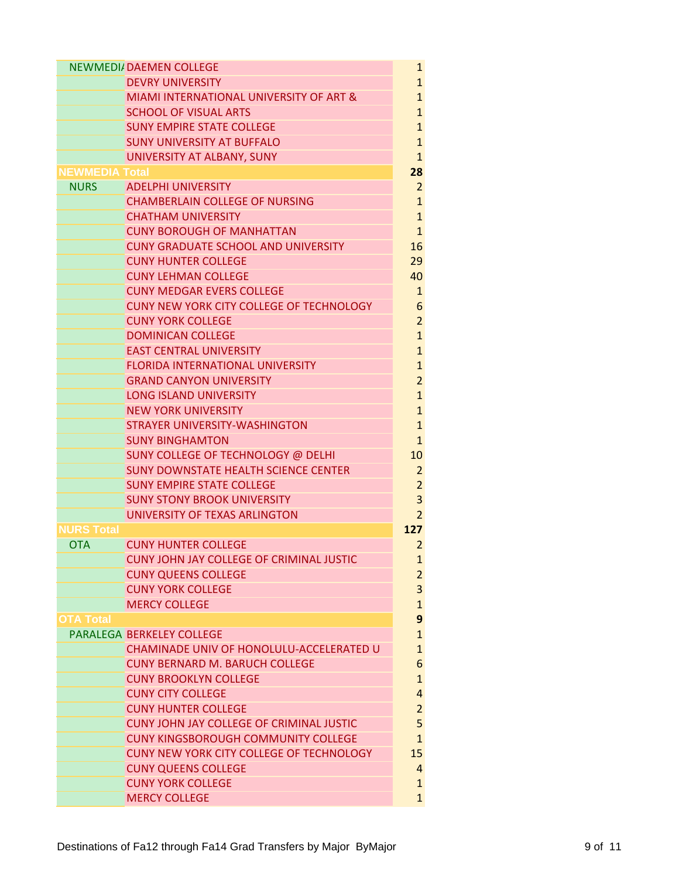| Major | Destination | Count |
|---|---|---|
| NEWMEDI/ | DAEMEN COLLEGE | 1 |
| | DEVRY UNIVERSITY | 1 |
| | MIAMI INTERNATIONAL UNIVERSITY OF ART & | 1 |
| | SCHOOL OF VISUAL ARTS | 1 |
| | SUNY EMPIRE STATE COLLEGE | 1 |
| | SUNY UNIVERSITY AT BUFFALO | 1 |
| | UNIVERSITY AT ALBANY, SUNY | 1 |
| **NEWMEDIA Total** | | **28** |
| NURS | ADELPHI UNIVERSITY | 2 |
| | CHAMBERLAIN COLLEGE OF NURSING | 1 |
| | CHATHAM UNIVERSITY | 1 |
| | CUNY BOROUGH OF MANHATTAN | 1 |
| | CUNY GRADUATE SCHOOL AND UNIVERSITY | 16 |
| | CUNY HUNTER COLLEGE | 29 |
| | CUNY LEHMAN COLLEGE | 40 |
| | CUNY MEDGAR EVERS COLLEGE | 1 |
| | CUNY NEW YORK CITY COLLEGE OF TECHNOLOGY | 6 |
| | CUNY YORK COLLEGE | 2 |
| | DOMINICAN COLLEGE | 1 |
| | EAST CENTRAL UNIVERSITY | 1 |
| | FLORIDA INTERNATIONAL UNIVERSITY | 1 |
| | GRAND CANYON UNIVERSITY | 2 |
| | LONG ISLAND UNIVERSITY | 1 |
| | NEW YORK UNIVERSITY | 1 |
| | STRAYER UNIVERSITY-WASHINGTON | 1 |
| | SUNY BINGHAMTON | 1 |
| | SUNY COLLEGE OF TECHNOLOGY @ DELHI | 10 |
| | SUNY DOWNSTATE HEALTH SCIENCE CENTER | 2 |
| | SUNY EMPIRE STATE COLLEGE | 2 |
| | SUNY STONY BROOK UNIVERSITY | 3 |
| | UNIVERSITY OF TEXAS ARLINGTON | 2 |
| **NURS Total** | | **127** |
| OTA | CUNY HUNTER COLLEGE | 2 |
| | CUNY JOHN JAY COLLEGE OF CRIMINAL JUSTIC | 1 |
| | CUNY QUEENS COLLEGE | 2 |
| | CUNY YORK COLLEGE | 3 |
| | MERCY COLLEGE | 1 |
| **OTA Total** | | **9** |
| PARALEGA | BERKELEY COLLEGE | 1 |
| | CHAMINADE UNIV OF HONOLULU-ACCELERATED U | 1 |
| | CUNY BERNARD M. BARUCH COLLEGE | 6 |
| | CUNY BROOKLYN COLLEGE | 1 |
| | CUNY CITY COLLEGE | 4 |
| | CUNY HUNTER COLLEGE | 2 |
| | CUNY JOHN JAY COLLEGE OF CRIMINAL JUSTIC | 5 |
| | CUNY KINGSBOROUGH COMMUNITY COLLEGE | 1 |
| | CUNY NEW YORK CITY COLLEGE OF TECHNOLOGY | 15 |
| | CUNY QUEENS COLLEGE | 4 |
| | CUNY YORK COLLEGE | 1 |
| | MERCY COLLEGE | 1 |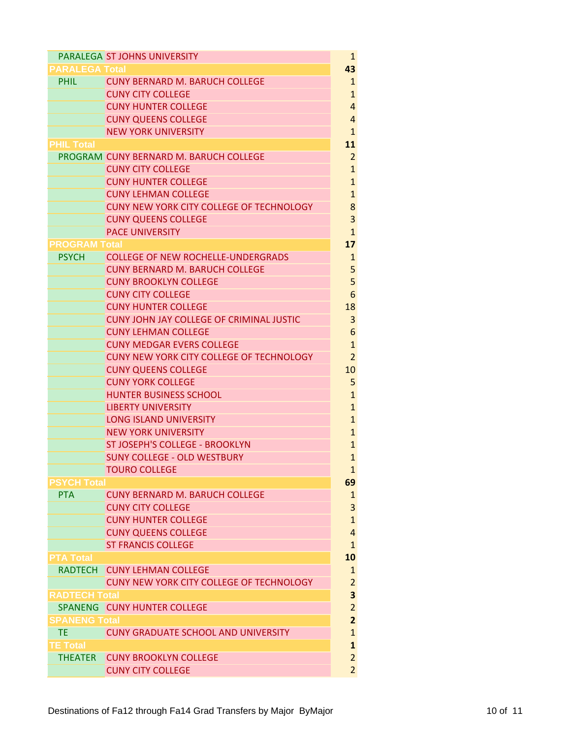| Major | Destination | Count |
|---|---|---|
| PARALEGA | ST JOHNS UNIVERSITY | 1 |
| **PARALEGA Total** | | **43** |
| PHIL | CUNY BERNARD M. BARUCH COLLEGE | 1 |
| | CUNY CITY COLLEGE | 1 |
| | CUNY HUNTER COLLEGE | 4 |
| | CUNY QUEENS COLLEGE | 4 |
| | NEW YORK UNIVERSITY | 1 |
| **PHIL Total** | | **11** |
| PROGRAM | CUNY BERNARD M. BARUCH COLLEGE | 2 |
| | CUNY CITY COLLEGE | 1 |
| | CUNY HUNTER COLLEGE | 1 |
| | CUNY LEHMAN COLLEGE | 1 |
| | CUNY NEW YORK CITY COLLEGE OF TECHNOLOGY | 8 |
| | CUNY QUEENS COLLEGE | 3 |
| | PACE UNIVERSITY | 1 |
| **PROGRAM Total** | | **17** |
| PSYCH | COLLEGE OF NEW ROCHELLE-UNDERGRADS | 1 |
| | CUNY BERNARD M. BARUCH COLLEGE | 5 |
| | CUNY BROOKLYN COLLEGE | 5 |
| | CUNY CITY COLLEGE | 6 |
| | CUNY HUNTER COLLEGE | 18 |
| | CUNY JOHN JAY COLLEGE OF CRIMINAL JUSTIC | 3 |
| | CUNY LEHMAN COLLEGE | 6 |
| | CUNY MEDGAR EVERS COLLEGE | 1 |
| | CUNY NEW YORK CITY COLLEGE OF TECHNOLOGY | 2 |
| | CUNY QUEENS COLLEGE | 10 |
| | CUNY YORK COLLEGE | 5 |
| | HUNTER BUSINESS SCHOOL | 1 |
| | LIBERTY UNIVERSITY | 1 |
| | LONG ISLAND UNIVERSITY | 1 |
| | NEW YORK UNIVERSITY | 1 |
| | ST JOSEPH'S COLLEGE - BROOKLYN | 1 |
| | SUNY COLLEGE - OLD WESTBURY | 1 |
| | TOURO COLLEGE | 1 |
| **PSYCH Total** | | **69** |
| PTA | CUNY BERNARD M. BARUCH COLLEGE | 1 |
| | CUNY CITY COLLEGE | 3 |
| | CUNY HUNTER COLLEGE | 1 |
| | CUNY QUEENS COLLEGE | 4 |
| | ST FRANCIS COLLEGE | 1 |
| **PTA Total** | | **10** |
| RADTECH | CUNY LEHMAN COLLEGE | 1 |
| | CUNY NEW YORK CITY COLLEGE OF TECHNOLOGY | 2 |
| **RADTECH Total** | | **3** |
| SPANENG | CUNY HUNTER COLLEGE | 2 |
| **SPANENG Total** | | **2** |
| TE | CUNY GRADUATE SCHOOL AND UNIVERSITY | 1 |
| **TE Total** | | **1** |
| THEATER | CUNY BROOKLYN COLLEGE | 2 |
| | CUNY CITY COLLEGE | 2 |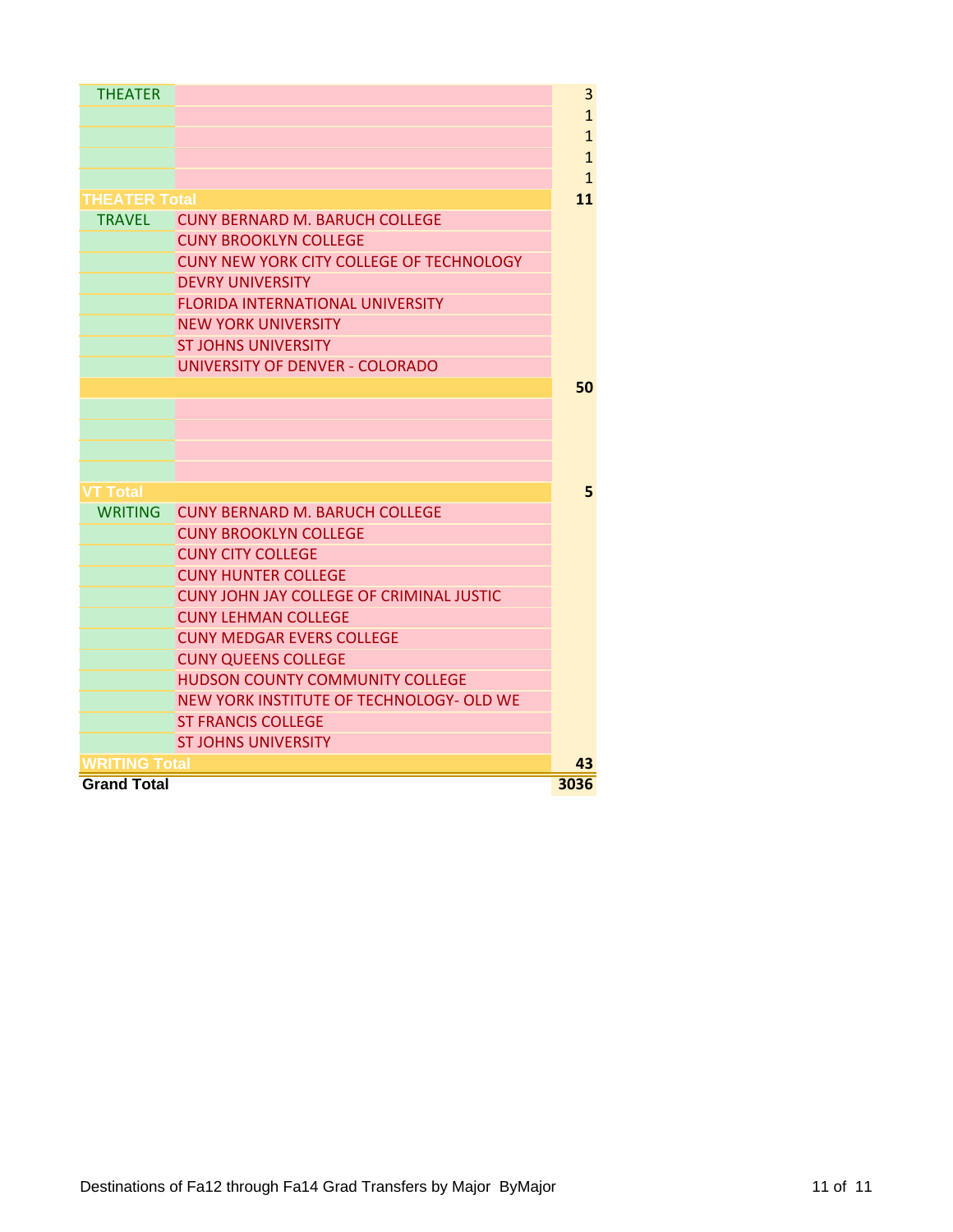| Major | Destination | Count |
|---|---|---|
| THEATER | | 3 |
| | | 1 |
| | | 1 |
| | | 1 |
| | | 1 |
| **THEATER Total** | | **11** |
| TRAVEL | CUNY BERNARD M. BARUCH COLLEGE | |
| | CUNY BROOKLYN COLLEGE | |
| | CUNY NEW YORK CITY COLLEGE OF TECHNOLOGY | |
| | DEVRY UNIVERSITY | |
| | FLORIDA INTERNATIONAL UNIVERSITY | |
| | NEW YORK UNIVERSITY | |
| | ST JOHNS UNIVERSITY | |
| | UNIVERSITY OF DENVER - COLORADO | |
| | | **50** |
| | | |
| | | |
| | | |
| | | |
| **VT Total** | | **5** |
| WRITING | CUNY BERNARD M. BARUCH COLLEGE | |
| | CUNY BROOKLYN COLLEGE | |
| | CUNY CITY COLLEGE | |
| | CUNY HUNTER COLLEGE | |
| | CUNY JOHN JAY COLLEGE OF CRIMINAL JUSTIC | |
| | CUNY LEHMAN COLLEGE | |
| | CUNY MEDGAR EVERS COLLEGE | |
| | CUNY QUEENS COLLEGE | |
| | HUDSON COUNTY COMMUNITY COLLEGE | |
| | NEW YORK INSTITUTE OF TECHNOLOGY- OLD WE | |
| | ST FRANCIS COLLEGE | |
| | ST JOHNS UNIVERSITY | |
| **WRITING Total** | | **43** |
| **Grand Total** | | **3036** |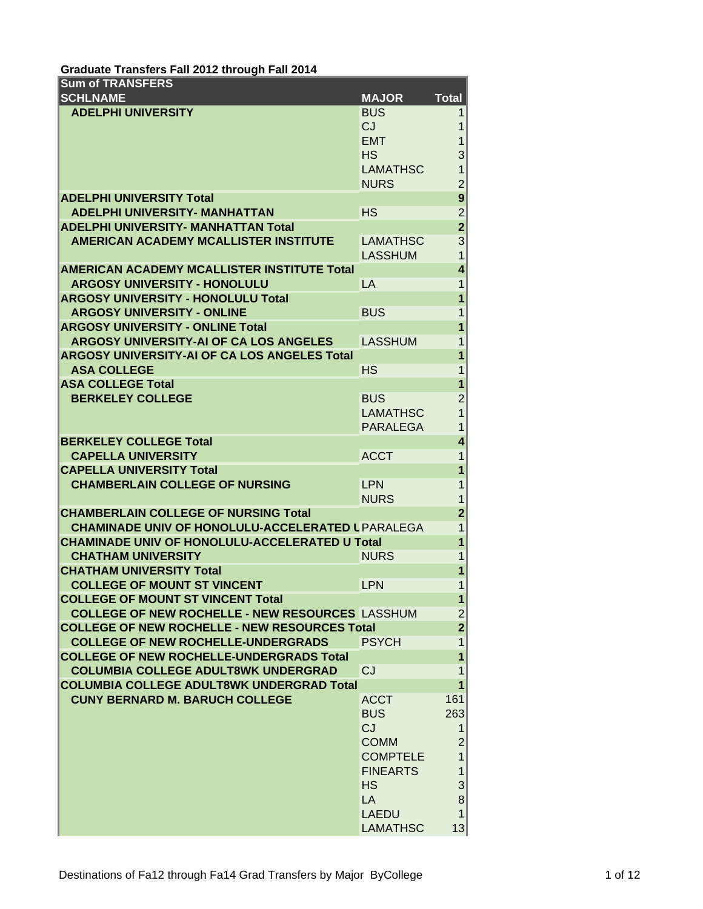**Graduate Transfers Fall 2012 through Fall 2014**

| Sum of TRANSFERS | | |
|---|---|---|
| **SCHLNAME** | **MAJOR** | **Total** |
| **ADELPHI UNIVERSITY** | BUS | 1 |
| | CJ | 1 |
| | EMT | 1 |
| | HS | 3 |
| | LAMATHSC | 1 |
| | NURS | 2 |
| **ADELPHI UNIVERSITY Total** | | **9** |
| **ADELPHI UNIVERSITY- MANHATTAN** | HS | 2 |
| **ADELPHI UNIVERSITY- MANHATTAN Total** | | **2** |
| **AMERICAN ACADEMY MCALLISTER INSTITUTE** | LAMATHSC | 3 |
| | LASSHUM | 1 |
| **AMERICAN ACADEMY MCALLISTER INSTITUTE Total** | | **4** |
| **ARGOSY UNIVERSITY - HONOLULU** | LA | 1 |
| **ARGOSY UNIVERSITY - HONOLULU Total** | | **1** |
| **ARGOSY UNIVERSITY - ONLINE** | BUS | 1 |
| **ARGOSY UNIVERSITY - ONLINE Total** | | **1** |
| **ARGOSY UNIVERSITY-AI OF CA LOS ANGELES** | LASSHUM | 1 |
| **ARGOSY UNIVERSITY-AI OF CA LOS ANGELES Total** | | **1** |
| **ASA COLLEGE** | HS | 1 |
| **ASA COLLEGE Total** | | **1** |
| **BERKELEY COLLEGE** | BUS | 2 |
| | LAMATHSC | 1 |
| | PARALEGA | 1 |
| **BERKELEY COLLEGE Total** | | **4** |
| **CAPELLA UNIVERSITY** | ACCT | 1 |
| **CAPELLA UNIVERSITY Total** | | **1** |
| **CHAMBERLAIN COLLEGE OF NURSING** | LPN | 1 |
| | NURS | 1 |
| **CHAMBERLAIN COLLEGE OF NURSING Total** | | **2** |
| **CHAMINADE UNIV OF HONOLULU-ACCELERATED U** | PARALEGA | 1 |
| **CHAMINADE UNIV OF HONOLULU-ACCELERATED U Total** | | **1** |
| **CHATHAM UNIVERSITY** | NURS | 1 |
| **CHATHAM UNIVERSITY Total** | | **1** |
| **COLLEGE OF MOUNT ST VINCENT** | LPN | 1 |
| **COLLEGE OF MOUNT ST VINCENT Total** | | **1** |
| **COLLEGE OF NEW ROCHELLE - NEW RESOURCES** | LASSHUM | 2 |
| **COLLEGE OF NEW ROCHELLE - NEW RESOURCES Total** | | **2** |
| **COLLEGE OF NEW ROCHELLE-UNDERGRADS** | PSYCH | 1 |
| **COLLEGE OF NEW ROCHELLE-UNDERGRADS Total** | | **1** |
| **COLUMBIA COLLEGE ADULT8WK UNDERGRAD** | CJ | 1 |
| **COLUMBIA COLLEGE ADULT8WK UNDERGRAD Total** | | **1** |
| **CUNY BERNARD M. BARUCH COLLEGE** | ACCT | 161 |
| | BUS | 263 |
| | CJ | 1 |
| | COMM | 2 |
| | COMPTELE | 1 |
| | FINEARTS | 1 |
| | HS | 3 |
| | LA | 8 |
| | LAEDU | 1 |
| | LAMATHSC | 13 |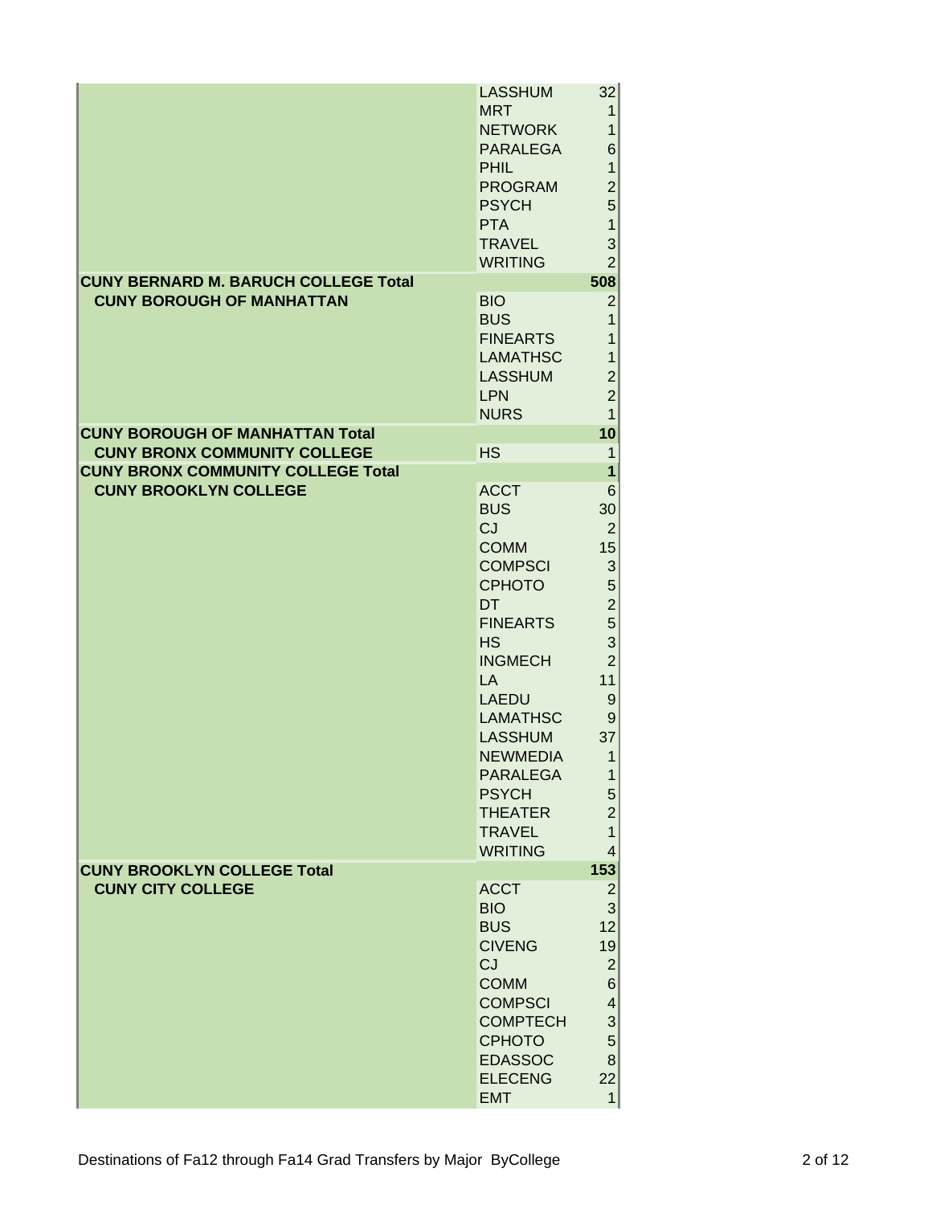| College | Major | Count |
|---|---|---|
| | LASSHUM | 32 |
| | MRT | 1 |
| | NETWORK | 1 |
| | PARALEGA | 6 |
| | PHIL | 1 |
| | PROGRAM | 2 |
| | PSYCH | 5 |
| | PTA | 1 |
| | TRAVEL | 3 |
| | WRITING | 2 |
| **CUNY BERNARD M. BARUCH COLLEGE Total** | | **508** |
| **CUNY BOROUGH OF MANHATTAN** | BIO | 2 |
| | BUS | 1 |
| | FINEARTS | 1 |
| | LAMATHSC | 1 |
| | LASSHUM | 2 |
| | LPN | 2 |
| | NURS | 1 |
| **CUNY BOROUGH OF MANHATTAN Total** | | **10** |
| **CUNY BRONX COMMUNITY COLLEGE** | HS | 1 |
| **CUNY BRONX COMMUNITY COLLEGE Total** | | **1** |
| **CUNY BROOKLYN COLLEGE** | ACCT | 6 |
| | BUS | 30 |
| | CJ | 2 |
| | COMM | 15 |
| | COMPSCI | 3 |
| | CPHOTO | 5 |
| | DT | 2 |
| | FINEARTS | 5 |
| | HS | 3 |
| | INGMECH | 2 |
| | LA | 11 |
| | LAEDU | 9 |
| | LAMATHSC | 9 |
| | LASSHUM | 37 |
| | NEWMEDIA | 1 |
| | PARALEGA | 1 |
| | PSYCH | 5 |
| | THEATER | 2 |
| | TRAVEL | 1 |
| | WRITING | 4 |
| **CUNY BROOKLYN COLLEGE Total** | | **153** |
| **CUNY CITY COLLEGE** | ACCT | 2 |
| | BIO | 3 |
| | BUS | 12 |
| | CIVENG | 19 |
| | CJ | 2 |
| | COMM | 6 |
| | COMPSCI | 4 |
| | COMPTECH | 3 |
| | CPHOTO | 5 |
| | EDASSOC | 8 |
| | ELECENG | 22 |
| | EMT | 1 |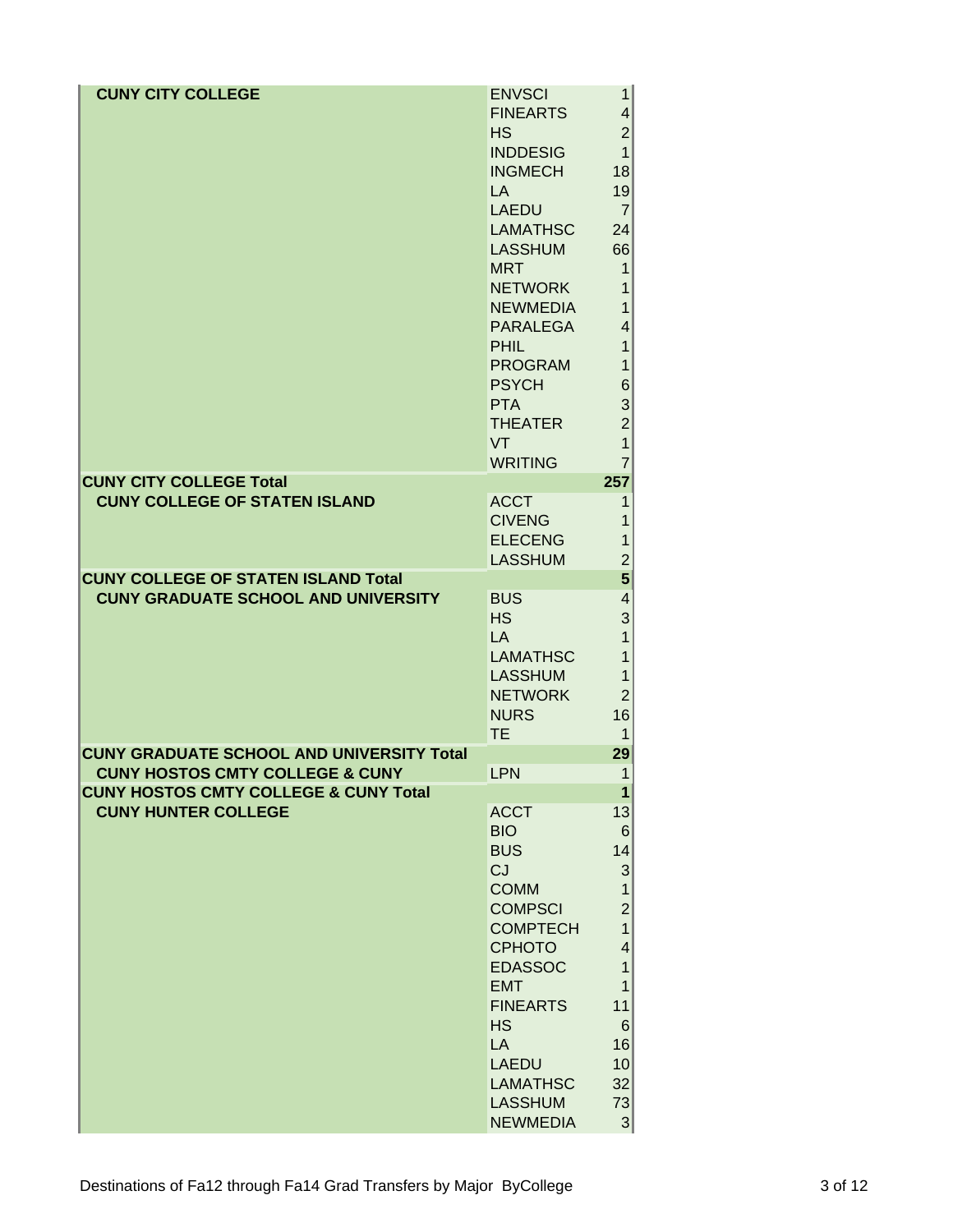| College | Major | Count |
|---|---|---|
| **CUNY CITY COLLEGE** | ENVSCI | 1 |
| | FINEARTS | 4 |
| | HS | 2 |
| | INDDESIG | 1 |
| | INGMECH | 18 |
| | LA | 19 |
| | LAEDU | 7 |
| | LAMATHSC | 24 |
| | LASSHUM | 66 |
| | MRT | 1 |
| | NETWORK | 1 |
| | NEWMEDIA | 1 |
| | PARALEGA | 4 |
| | PHIL | 1 |
| | PROGRAM | 1 |
| | PSYCH | 6 |
| | PTA | 3 |
| | THEATER | 2 |
| | VT | 1 |
| | WRITING | 7 |
| **CUNY CITY COLLEGE Total** | | **257** |
| **CUNY COLLEGE OF STATEN ISLAND** | ACCT | 1 |
| | CIVENG | 1 |
| | ELECENG | 1 |
| | LASSHUM | 2 |
| **CUNY COLLEGE OF STATEN ISLAND Total** | | **5** |
| **CUNY GRADUATE SCHOOL AND UNIVERSITY** | BUS | 4 |
| | HS | 3 |
| | LA | 1 |
| | LAMATHSC | 1 |
| | LASSHUM | 1 |
| | NETWORK | 2 |
| | NURS | 16 |
| | TE | 1 |
| **CUNY GRADUATE SCHOOL AND UNIVERSITY Total** | | **29** |
| **CUNY HOSTOS CMTY COLLEGE & CUNY** | LPN | 1 |
| **CUNY HOSTOS CMTY COLLEGE & CUNY Total** | | **1** |
| **CUNY HUNTER COLLEGE** | ACCT | 13 |
| | BIO | 6 |
| | BUS | 14 |
| | CJ | 3 |
| | COMM | 1 |
| | COMPSCI | 2 |
| | COMPTECH | 1 |
| | CPHOTO | 4 |
| | EDASSOC | 1 |
| | EMT | 1 |
| | FINEARTS | 11 |
| | HS | 6 |
| | LA | 16 |
| | LAEDU | 10 |
| | LAMATHSC | 32 |
| | LASSHUM | 73 |
| | NEWMEDIA | 3 |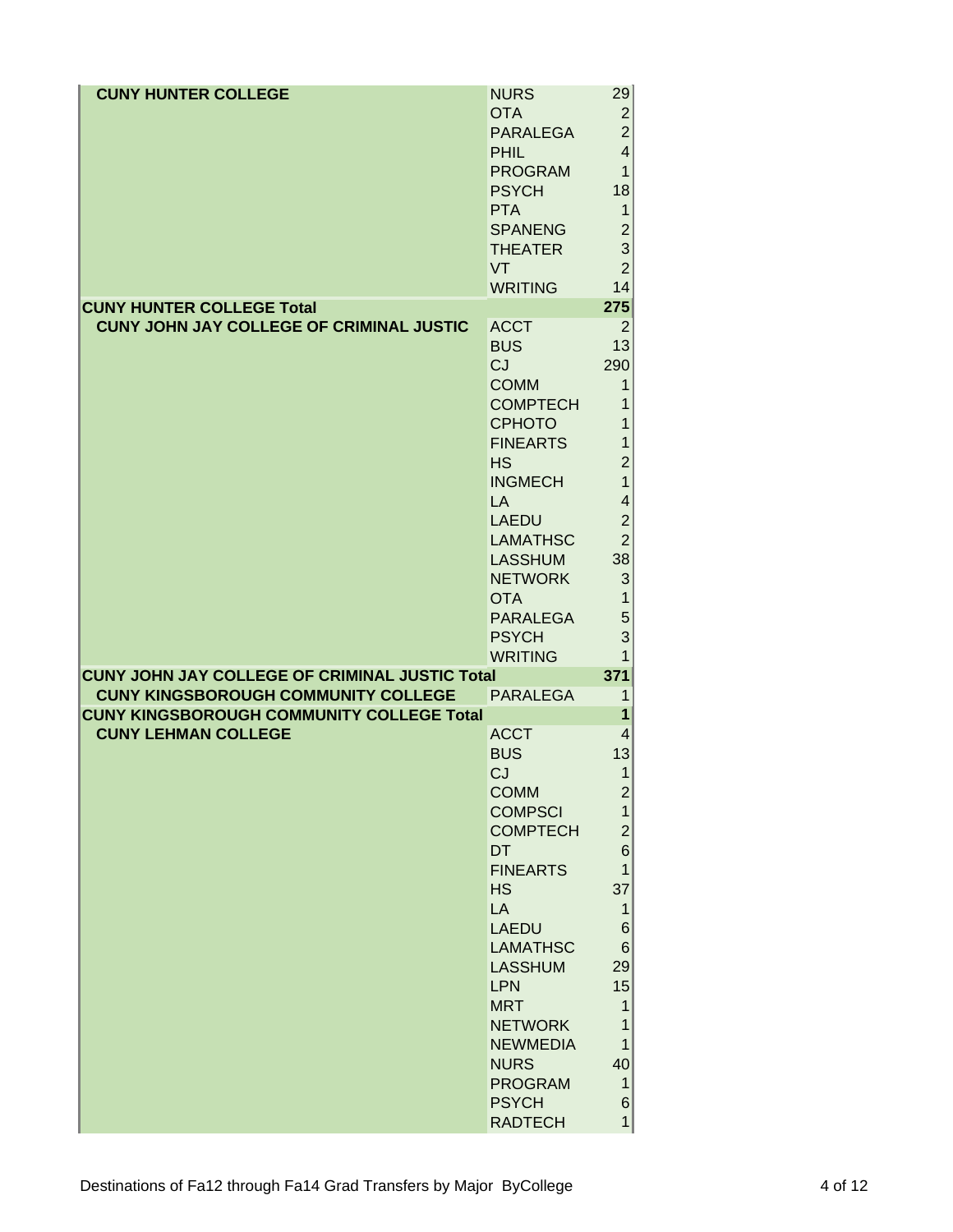| College | Major | Count |
|---|---|---|
| **CUNY HUNTER COLLEGE** | NURS | 29 |
| | OTA | 2 |
| | PARALEGA | 2 |
| | PHIL | 4 |
| | PROGRAM | 1 |
| | PSYCH | 18 |
| | PTA | 1 |
| | SPANENG | 2 |
| | THEATER | 3 |
| | VT | 2 |
| | WRITING | 14 |
| **CUNY HUNTER COLLEGE Total** | | **275** |
| **CUNY JOHN JAY COLLEGE OF CRIMINAL JUSTIC** | ACCT | 2 |
| | BUS | 13 |
| | CJ | 290 |
| | COMM | 1 |
| | COMPTECH | 1 |
| | CPHOTO | 1 |
| | FINEARTS | 1 |
| | HS | 2 |
| | INGMECH | 1 |
| | LA | 4 |
| | LAEDU | 2 |
| | LAMATHSC | 2 |
| | LASSHUM | 38 |
| | NETWORK | 3 |
| | OTA | 1 |
| | PARALEGA | 5 |
| | PSYCH | 3 |
| | WRITING | 1 |
| **CUNY JOHN JAY COLLEGE OF CRIMINAL JUSTIC Total** | | **371** |
| **CUNY KINGSBOROUGH COMMUNITY COLLEGE** | PARALEGA | 1 |
| **CUNY KINGSBOROUGH COMMUNITY COLLEGE Total** | | **1** |
| **CUNY LEHMAN COLLEGE** | ACCT | 4 |
| | BUS | 13 |
| | CJ | 1 |
| | COMM | 2 |
| | COMPSCI | 1 |
| | COMPTECH | 2 |
| | DT | 6 |
| | FINEARTS | 1 |
| | HS | 37 |
| | LA | 1 |
| | LAEDU | 6 |
| | LAMATHSC | 6 |
| | LASSHUM | 29 |
| | LPN | 15 |
| | MRT | 1 |
| | NETWORK | 1 |
| | NEWMEDIA | 1 |
| | NURS | 40 |
| | PROGRAM | 1 |
| | PSYCH | 6 |
| | RADTECH | 1 |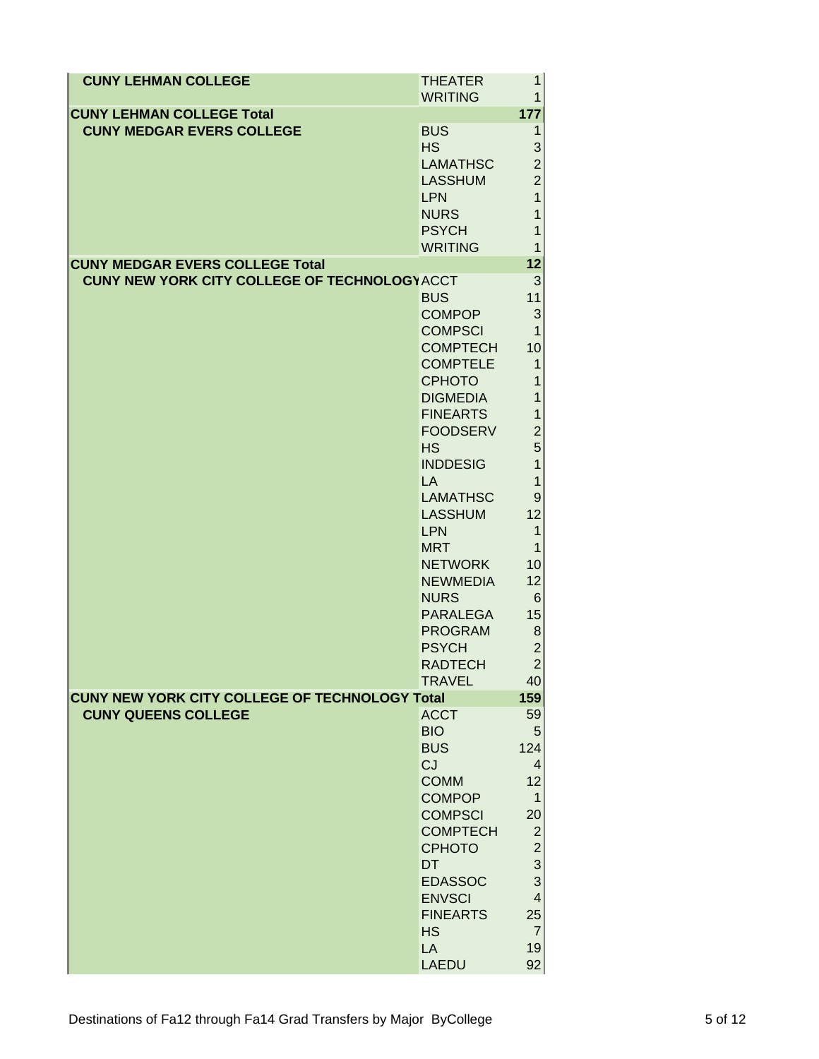| College | Major | Count |
|---|---|---|
| **CUNY LEHMAN COLLEGE** | THEATER | 1 |
| | WRITING | 1 |
| **CUNY LEHMAN COLLEGE Total** | | **177** |
| **CUNY MEDGAR EVERS COLLEGE** | BUS | 1 |
| | HS | 3 |
| | LAMATHSC | 2 |
| | LASSHUM | 2 |
| | LPN | 1 |
| | NURS | 1 |
| | PSYCH | 1 |
| | WRITING | 1 |
| **CUNY MEDGAR EVERS COLLEGE Total** | | **12** |
| **CUNY NEW YORK CITY COLLEGE OF TECHNOLOGY** | ACCT | 3 |
| | BUS | 11 |
| | COMPOP | 3 |
| | COMPSCI | 1 |
| | COMPTECH | 10 |
| | COMPTELE | 1 |
| | CPHOTO | 1 |
| | DIGMEDIA | 1 |
| | FINEARTS | 1 |
| | FOODSERV | 2 |
| | HS | 5 |
| | INDDESIG | 1 |
| | LA | 1 |
| | LAMATHSC | 9 |
| | LASSHUM | 12 |
| | LPN | 1 |
| | MRT | 1 |
| | NETWORK | 10 |
| | NEWMEDIA | 12 |
| | NURS | 6 |
| | PARALEGA | 15 |
| | PROGRAM | 8 |
| | PSYCH | 2 |
| | RADTECH | 2 |
| | TRAVEL | 40 |
| **CUNY NEW YORK CITY COLLEGE OF TECHNOLOGY Total** | | **159** |
| **CUNY QUEENS COLLEGE** | ACCT | 59 |
| | BIO | 5 |
| | BUS | 124 |
| | CJ | 4 |
| | COMM | 12 |
| | COMPOP | 1 |
| | COMPSCI | 20 |
| | COMPTECH | 2 |
| | CPHOTO | 2 |
| | DT | 3 |
| | EDASSOC | 3 |
| | ENVSCI | 4 |
| | FINEARTS | 25 |
| | HS | 7 |
| | LA | 19 |
| | LAEDU | 92 |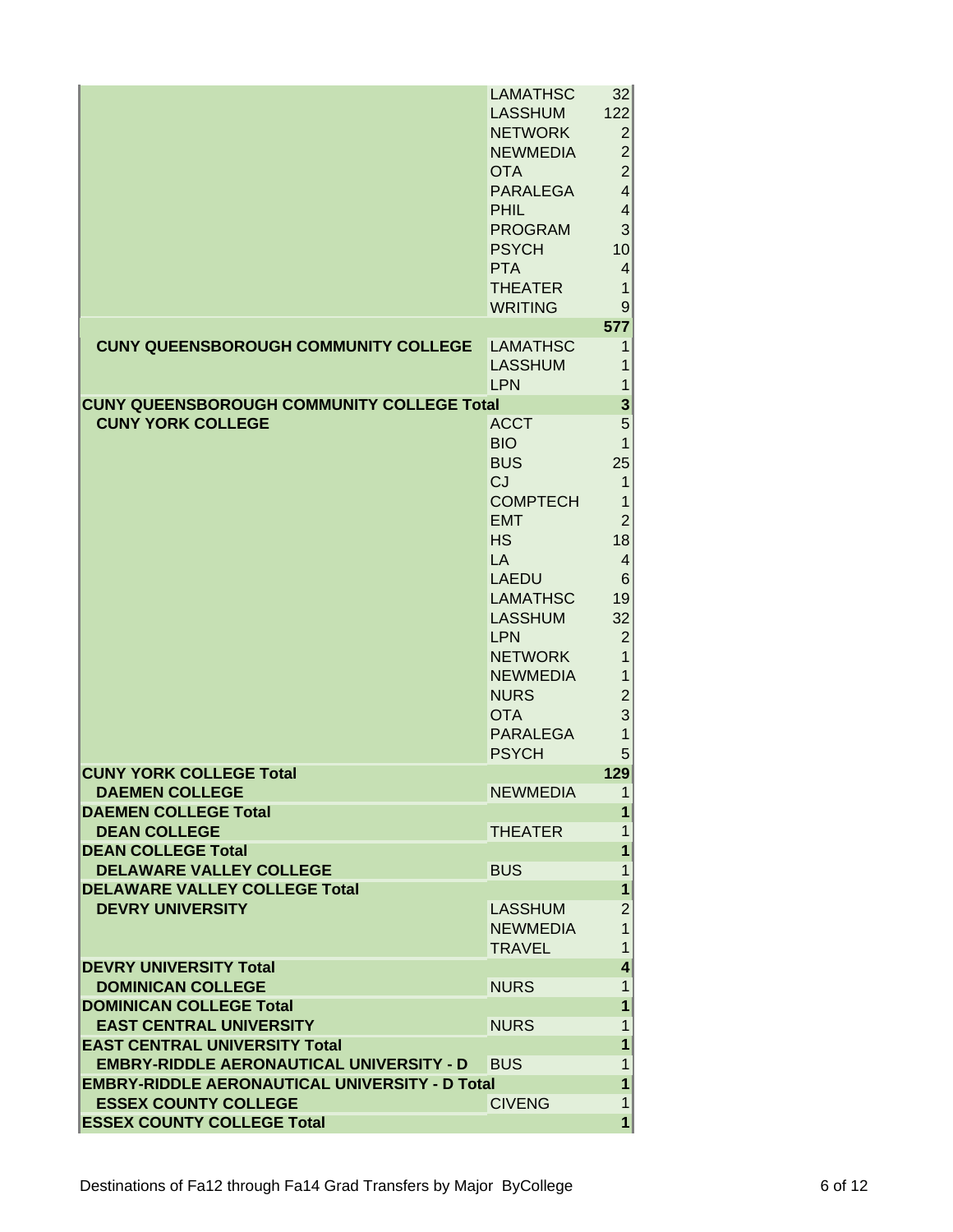| College | Major | Count |
|---|---|---|
| | LAMATHSC | 32 |
| | LASSHUM | 122 |
| | NETWORK | 2 |
| | NEWMEDIA | 2 |
| | OTA | 2 |
| | PARALEGA | 4 |
| | PHIL | 4 |
| | PROGRAM | 3 |
| | PSYCH | 10 |
| | PTA | 4 |
| | THEATER | 1 |
| | WRITING | 9 |
| | | **577** |
| **CUNY QUEENSBOROUGH COMMUNITY COLLEGE** | LAMATHSC | 1 |
| | LASSHUM | 1 |
| | LPN | 1 |
| **CUNY QUEENSBOROUGH COMMUNITY COLLEGE Total** | | **3** |
| **CUNY YORK COLLEGE** | ACCT | 5 |
| | BIO | 1 |
| | BUS | 25 |
| | CJ | 1 |
| | COMPTECH | 1 |
| | EMT | 2 |
| | HS | 18 |
| | LA | 4 |
| | LAEDU | 6 |
| | LAMATHSC | 19 |
| | LASSHUM | 32 |
| | LPN | 2 |
| | NETWORK | 1 |
| | NEWMEDIA | 1 |
| | NURS | 2 |
| | OTA | 3 |
| | PARALEGA | 1 |
| | PSYCH | 5 |
| **CUNY YORK COLLEGE Total** | | **129** |
| **DAEMEN COLLEGE** | NEWMEDIA | 1 |
| **DAEMEN COLLEGE Total** | | **1** |
| **DEAN COLLEGE** | THEATER | 1 |
| **DEAN COLLEGE Total** | | **1** |
| **DELAWARE VALLEY COLLEGE** | BUS | 1 |
| **DELAWARE VALLEY COLLEGE Total** | | **1** |
| **DEVRY UNIVERSITY** | LASSHUM | 2 |
| | NEWMEDIA | 1 |
| | TRAVEL | 1 |
| **DEVRY UNIVERSITY Total** | | **4** |
| **DOMINICAN COLLEGE** | NURS | 1 |
| **DOMINICAN COLLEGE Total** | | **1** |
| **EAST CENTRAL UNIVERSITY** | NURS | 1 |
| **EAST CENTRAL UNIVERSITY Total** | | **1** |
| **EMBRY-RIDDLE AERONAUTICAL UNIVERSITY - D** | BUS | 1 |
| **EMBRY-RIDDLE AERONAUTICAL UNIVERSITY - D Total** | | **1** |
| **ESSEX COUNTY COLLEGE** | CIVENG | 1 |
| **ESSEX COUNTY COLLEGE Total** | | **1** |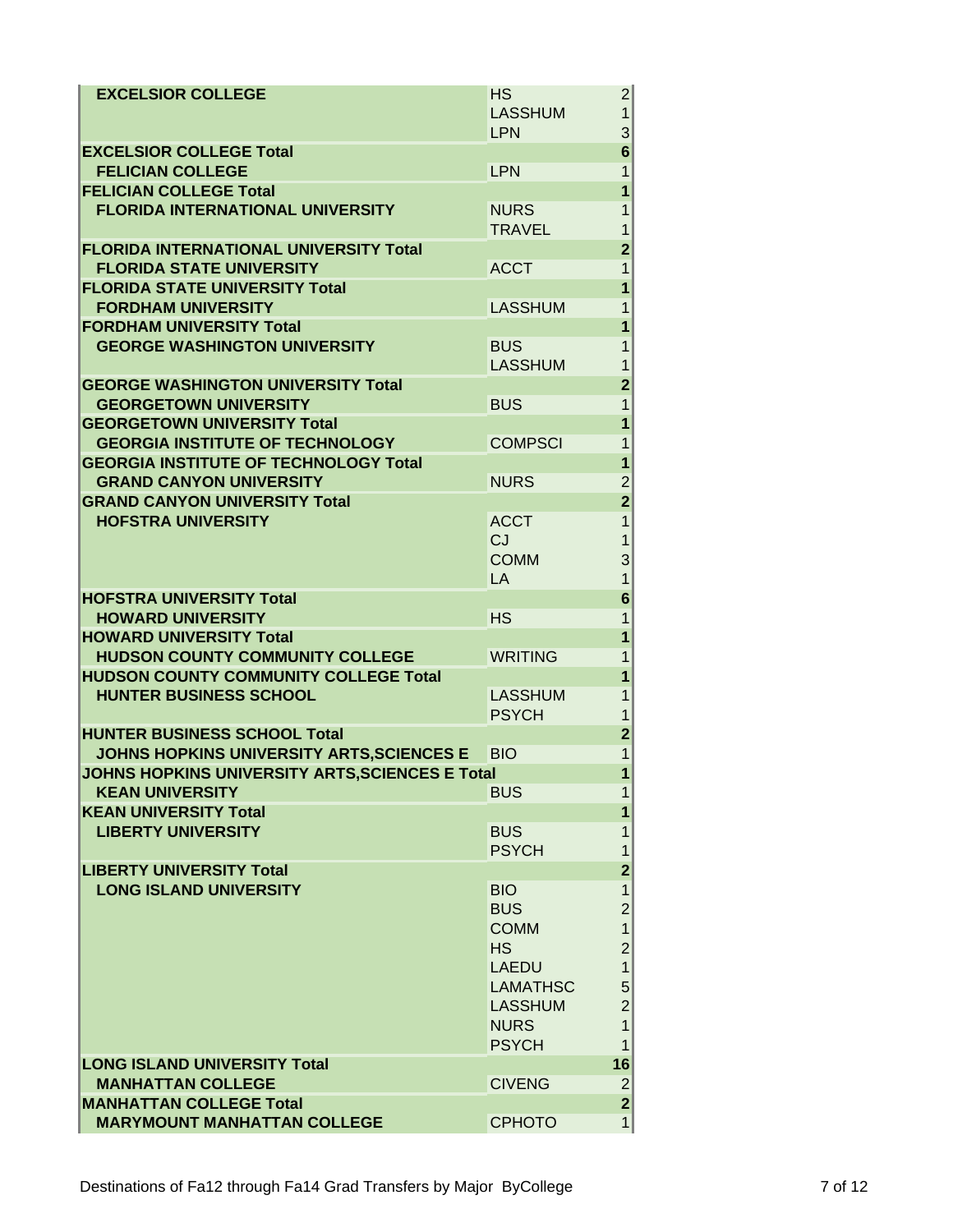| College | Major | Count |
|---|---|---|
| EXCELSIOR COLLEGE | HS | 2 |
| | LASSHUM | 1 |
| | LPN | 3 |
| **EXCELSIOR COLLEGE Total** | | **6** |
| FELICIAN COLLEGE | LPN | 1 |
| **FELICIAN COLLEGE Total** | | **1** |
| FLORIDA INTERNATIONAL UNIVERSITY | NURS | 1 |
| | TRAVEL | 1 |
| **FLORIDA INTERNATIONAL UNIVERSITY Total** | | **2** |
| FLORIDA STATE UNIVERSITY | ACCT | 1 |
| **FLORIDA STATE UNIVERSITY Total** | | **1** |
| FORDHAM UNIVERSITY | LASSHUM | 1 |
| **FORDHAM UNIVERSITY Total** | | **1** |
| GEORGE WASHINGTON UNIVERSITY | BUS | 1 |
| | LASSHUM | 1 |
| **GEORGE WASHINGTON UNIVERSITY Total** | | **2** |
| GEORGETOWN UNIVERSITY | BUS | 1 |
| **GEORGETOWN UNIVERSITY Total** | | **1** |
| GEORGIA INSTITUTE OF TECHNOLOGY | COMPSCI | 1 |
| **GEORGIA INSTITUTE OF TECHNOLOGY Total** | | **1** |
| GRAND CANYON UNIVERSITY | NURS | 2 |
| **GRAND CANYON UNIVERSITY Total** | | **2** |
| HOFSTRA UNIVERSITY | ACCT | 1 |
| | CJ | 1 |
| | COMM | 3 |
| | LA | 1 |
| **HOFSTRA UNIVERSITY Total** | | **6** |
| HOWARD UNIVERSITY | HS | 1 |
| **HOWARD UNIVERSITY Total** | | **1** |
| HUDSON COUNTY COMMUNITY COLLEGE | WRITING | 1 |
| **HUDSON COUNTY COMMUNITY COLLEGE Total** | | **1** |
| HUNTER BUSINESS SCHOOL | LASSHUM | 1 |
| | PSYCH | 1 |
| **HUNTER BUSINESS SCHOOL Total** | | **2** |
| JOHNS HOPKINS UNIVERSITY ARTS,SCIENCES E | BIO | 1 |
| **JOHNS HOPKINS UNIVERSITY ARTS,SCIENCES E Total** | | **1** |
| KEAN UNIVERSITY | BUS | 1 |
| **KEAN UNIVERSITY Total** | | **1** |
| LIBERTY UNIVERSITY | BUS | 1 |
| | PSYCH | 1 |
| **LIBERTY UNIVERSITY Total** | | **2** |
| LONG ISLAND UNIVERSITY | BIO | 1 |
| | BUS | 2 |
| | COMM | 1 |
| | HS | 2 |
| | LAEDU | 1 |
| | LAMATHSC | 5 |
| | LASSHUM | 2 |
| | NURS | 1 |
| | PSYCH | 1 |
| **LONG ISLAND UNIVERSITY Total** | | **16** |
| MANHATTAN COLLEGE | CIVENG | 2 |
| **MANHATTAN COLLEGE Total** | | **2** |
| MARYMOUNT MANHATTAN COLLEGE | CPHOTO | 1 |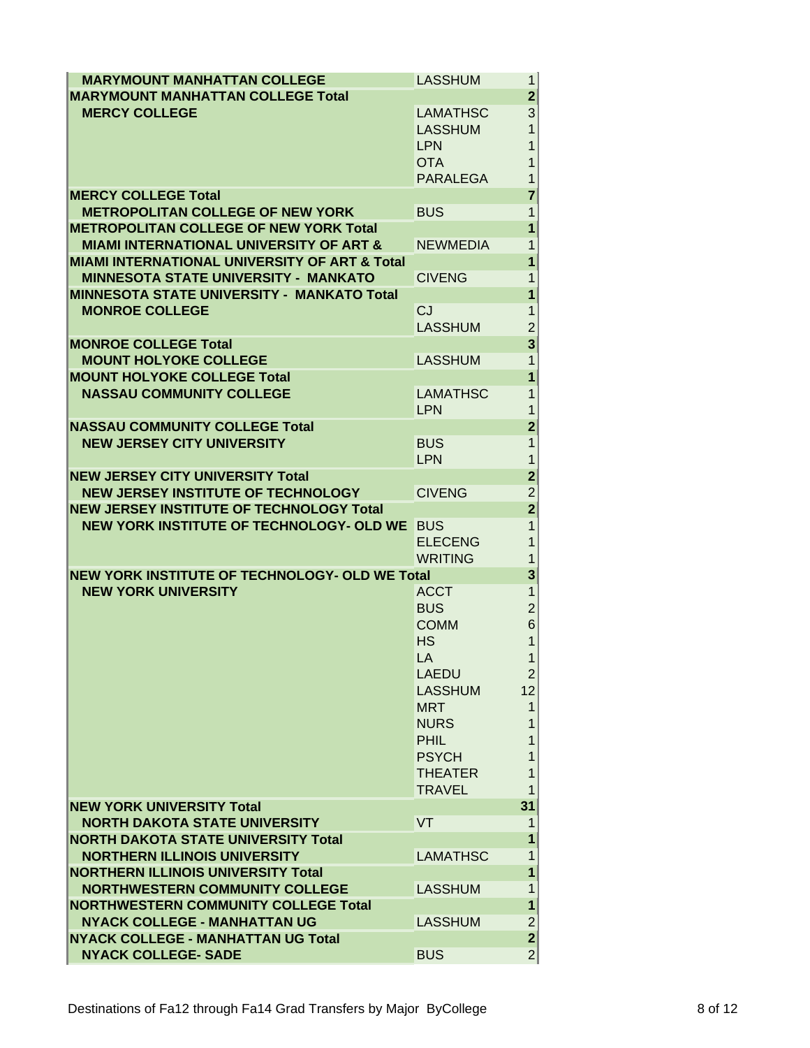| | | |
|---|---|---|
| **MARYMOUNT MANHATTAN COLLEGE** | LASSHUM | 1 |
| **MARYMOUNT MANHATTAN COLLEGE Total** | | **2** |
| **MERCY COLLEGE** | LAMATHSC | 3 |
| | LASSHUM | 1 |
| | LPN | 1 |
| | OTA | 1 |
| | PARALEGA | 1 |
| **MERCY COLLEGE Total** | | **7** |
| **METROPOLITAN COLLEGE OF NEW YORK** | BUS | 1 |
| **METROPOLITAN COLLEGE OF NEW YORK Total** | | **1** |
| **MIAMI INTERNATIONAL UNIVERSITY OF ART &** | NEWMEDIA | 1 |
| **MIAMI INTERNATIONAL UNIVERSITY OF ART & Total** | | **1** |
| **MINNESOTA STATE UNIVERSITY - MANKATO** | CIVENG | 1 |
| **MINNESOTA STATE UNIVERSITY - MANKATO Total** | | **1** |
| **MONROE COLLEGE** | CJ | 1 |
| | LASSHUM | 2 |
| **MONROE COLLEGE Total** | | **3** |
| **MOUNT HOLYOKE COLLEGE** | LASSHUM | 1 |
| **MOUNT HOLYOKE COLLEGE Total** | | **1** |
| **NASSAU COMMUNITY COLLEGE** | LAMATHSC | 1 |
| | LPN | 1 |
| **NASSAU COMMUNITY COLLEGE Total** | | **2** |
| **NEW JERSEY CITY UNIVERSITY** | BUS | 1 |
| | LPN | 1 |
| **NEW JERSEY CITY UNIVERSITY Total** | | **2** |
| **NEW JERSEY INSTITUTE OF TECHNOLOGY** | CIVENG | 2 |
| **NEW JERSEY INSTITUTE OF TECHNOLOGY Total** | | **2** |
| **NEW YORK INSTITUTE OF TECHNOLOGY- OLD WE** | BUS | 1 |
| | ELECENG | 1 |
| | WRITING | 1 |
| **NEW YORK INSTITUTE OF TECHNOLOGY- OLD WE Total** | | **3** |
| **NEW YORK UNIVERSITY** | ACCT | 1 |
| | BUS | 2 |
| | COMM | 6 |
| | HS | 1 |
| | LA | 1 |
| | LAEDU | 2 |
| | LASSHUM | 12 |
| | MRT | 1 |
| | NURS | 1 |
| | PHIL | 1 |
| | PSYCH | 1 |
| | THEATER | 1 |
| | TRAVEL | 1 |
| **NEW YORK UNIVERSITY Total** | | **31** |
| **NORTH DAKOTA STATE UNIVERSITY** | VT | 1 |
| **NORTH DAKOTA STATE UNIVERSITY Total** | | **1** |
| **NORTHERN ILLINOIS UNIVERSITY** | LAMATHSC | 1 |
| **NORTHERN ILLINOIS UNIVERSITY Total** | | **1** |
| **NORTHWESTERN COMMUNITY COLLEGE** | LASSHUM | 1 |
| **NORTHWESTERN COMMUNITY COLLEGE Total** | | **1** |
| **NYACK COLLEGE - MANHATTAN UG** | LASSHUM | 2 |
| **NYACK COLLEGE - MANHATTAN UG Total** | | **2** |
| **NYACK COLLEGE- SADE** | BUS | 2 |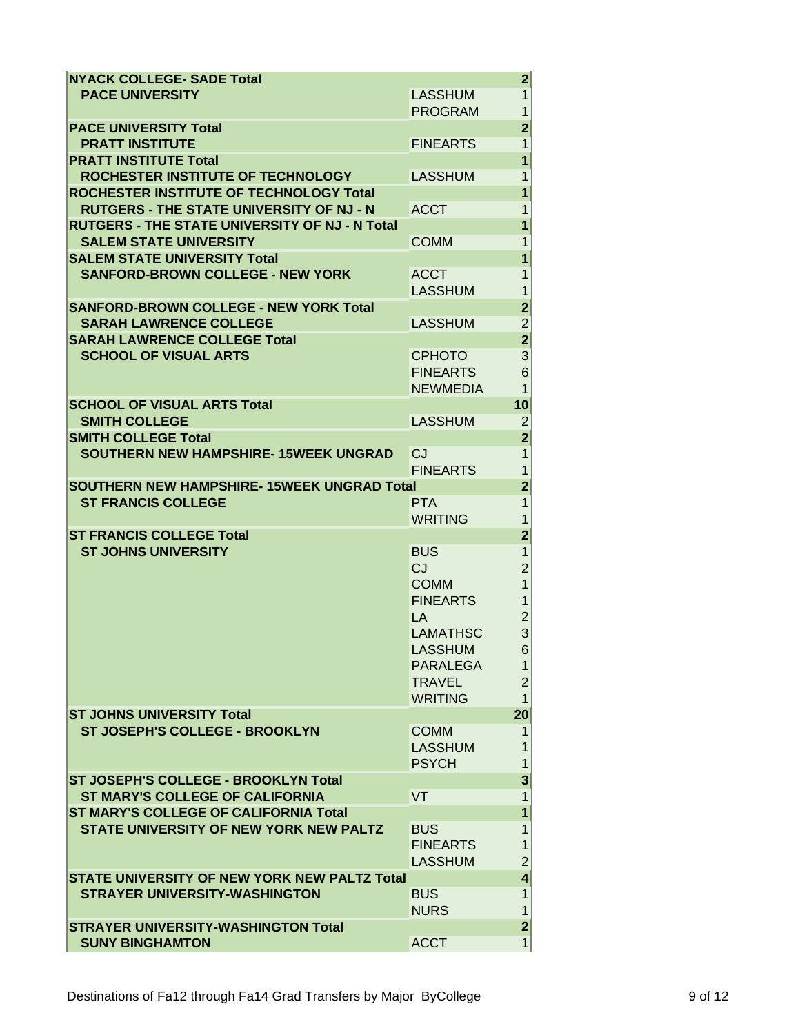| | | |
|---|---|---|
| **NYACK COLLEGE- SADE Total** | | **2** |
| **PACE UNIVERSITY** | LASSHUM | 1 |
| | PROGRAM | 1 |
| **PACE UNIVERSITY Total** | | **2** |
| **PRATT INSTITUTE** | FINEARTS | 1 |
| **PRATT INSTITUTE Total** | | **1** |
| **ROCHESTER INSTITUTE OF TECHNOLOGY** | LASSHUM | 1 |
| **ROCHESTER INSTITUTE OF TECHNOLOGY Total** | | **1** |
| **RUTGERS - THE STATE UNIVERSITY OF NJ - N** | ACCT | 1 |
| **RUTGERS - THE STATE UNIVERSITY OF NJ - N Total** | | **1** |
| **SALEM STATE UNIVERSITY** | COMM | 1 |
| **SALEM STATE UNIVERSITY Total** | | **1** |
| **SANFORD-BROWN COLLEGE - NEW YORK** | ACCT | 1 |
| | LASSHUM | 1 |
| **SANFORD-BROWN COLLEGE - NEW YORK Total** | | **2** |
| **SARAH LAWRENCE COLLEGE** | LASSHUM | 2 |
| **SARAH LAWRENCE COLLEGE Total** | | **2** |
| **SCHOOL OF VISUAL ARTS** | CPHOTO | 3 |
| | FINEARTS | 6 |
| | NEWMEDIA | 1 |
| **SCHOOL OF VISUAL ARTS Total** | | **10** |
| **SMITH COLLEGE** | LASSHUM | 2 |
| **SMITH COLLEGE Total** | | **2** |
| **SOUTHERN NEW HAMPSHIRE- 15WEEK UNGRAD** | CJ | 1 |
| | FINEARTS | 1 |
| **SOUTHERN NEW HAMPSHIRE- 15WEEK UNGRAD Total** | | **2** |
| **ST FRANCIS COLLEGE** | PTA | 1 |
| | WRITING | 1 |
| **ST FRANCIS COLLEGE Total** | | **2** |
| **ST JOHNS UNIVERSITY** | BUS | 1 |
| | CJ | 2 |
| | COMM | 1 |
| | FINEARTS | 1 |
| | LA | 2 |
| | LAMATHSC | 3 |
| | LASSHUM | 6 |
| | PARALEGA | 1 |
| | TRAVEL | 2 |
| | WRITING | 1 |
| **ST JOHNS UNIVERSITY Total** | | **20** |
| **ST JOSEPH'S COLLEGE - BROOKLYN** | COMM | 1 |
| | LASSHUM | 1 |
| | PSYCH | 1 |
| **ST JOSEPH'S COLLEGE - BROOKLYN Total** | | **3** |
| **ST MARY'S COLLEGE OF CALIFORNIA** | VT | 1 |
| **ST MARY'S COLLEGE OF CALIFORNIA Total** | | **1** |
| **STATE UNIVERSITY OF NEW YORK NEW PALTZ** | BUS | 1 |
| | FINEARTS | 1 |
| | LASSHUM | 2 |
| **STATE UNIVERSITY OF NEW YORK NEW PALTZ Total** | | **4** |
| **STRAYER UNIVERSITY-WASHINGTON** | BUS | 1 |
| | NURS | 1 |
| **STRAYER UNIVERSITY-WASHINGTON Total** | | **2** |
| **SUNY BINGHAMTON** | ACCT | 1 |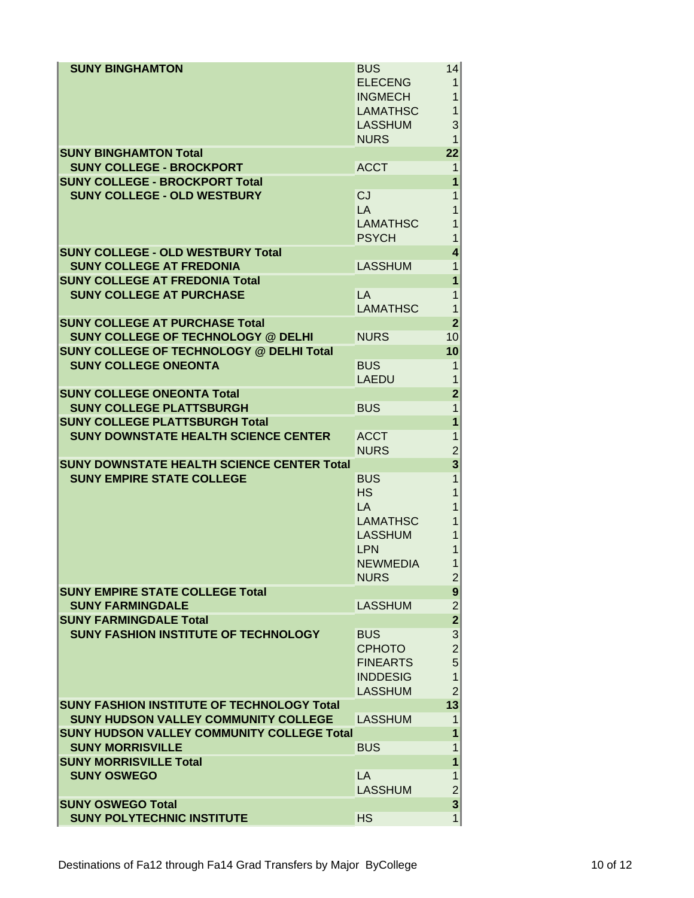| College | Major | Count |
|---|---|---|
| **SUNY BINGHAMTON** | BUS | 14 |
| | ELECENG | 1 |
| | INGMECH | 1 |
| | LAMATHSC | 1 |
| | LASSHUM | 3 |
| | NURS | 1 |
| **SUNY BINGHAMTON Total** | | **22** |
| **SUNY COLLEGE - BROCKPORT** | ACCT | 1 |
| **SUNY COLLEGE - BROCKPORT Total** | | **1** |
| **SUNY COLLEGE - OLD WESTBURY** | CJ | 1 |
| | LA | 1 |
| | LAMATHSC | 1 |
| | PSYCH | 1 |
| **SUNY COLLEGE - OLD WESTBURY Total** | | **4** |
| **SUNY COLLEGE AT FREDONIA** | LASSHUM | 1 |
| **SUNY COLLEGE AT FREDONIA Total** | | **1** |
| **SUNY COLLEGE AT PURCHASE** | LA | 1 |
| | LAMATHSC | 1 |
| **SUNY COLLEGE AT PURCHASE Total** | | **2** |
| **SUNY COLLEGE OF TECHNOLOGY @ DELHI** | NURS | 10 |
| **SUNY COLLEGE OF TECHNOLOGY @ DELHI Total** | | **10** |
| **SUNY COLLEGE ONEONTA** | BUS | 1 |
| | LAEDU | 1 |
| **SUNY COLLEGE ONEONTA Total** | | **2** |
| **SUNY COLLEGE PLATTSBURGH** | BUS | 1 |
| **SUNY COLLEGE PLATTSBURGH Total** | | **1** |
| **SUNY DOWNSTATE HEALTH SCIENCE CENTER** | ACCT | 1 |
| | NURS | 2 |
| **SUNY DOWNSTATE HEALTH SCIENCE CENTER Total** | | **3** |
| **SUNY EMPIRE STATE COLLEGE** | BUS | 1 |
| | HS | 1 |
| | LA | 1 |
| | LAMATHSC | 1 |
| | LASSHUM | 1 |
| | LPN | 1 |
| | NEWMEDIA | 1 |
| | NURS | 2 |
| **SUNY EMPIRE STATE COLLEGE Total** | | **9** |
| **SUNY FARMINGDALE** | LASSHUM | 2 |
| **SUNY FARMINGDALE Total** | | **2** |
| **SUNY FASHION INSTITUTE OF TECHNOLOGY** | BUS | 3 |
| | CPHOTO | 2 |
| | FINEARTS | 5 |
| | INDDESIG | 1 |
| | LASSHUM | 2 |
| **SUNY FASHION INSTITUTE OF TECHNOLOGY Total** | | **13** |
| **SUNY HUDSON VALLEY COMMUNITY COLLEGE** | LASSHUM | 1 |
| **SUNY HUDSON VALLEY COMMUNITY COLLEGE Total** | | **1** |
| **SUNY MORRISVILLE** | BUS | 1 |
| **SUNY MORRISVILLE Total** | | **1** |
| **SUNY OSWEGO** | LA | 1 |
| | LASSHUM | 2 |
| **SUNY OSWEGO Total** | | **3** |
| **SUNY POLYTECHNIC INSTITUTE** | HS | 1 |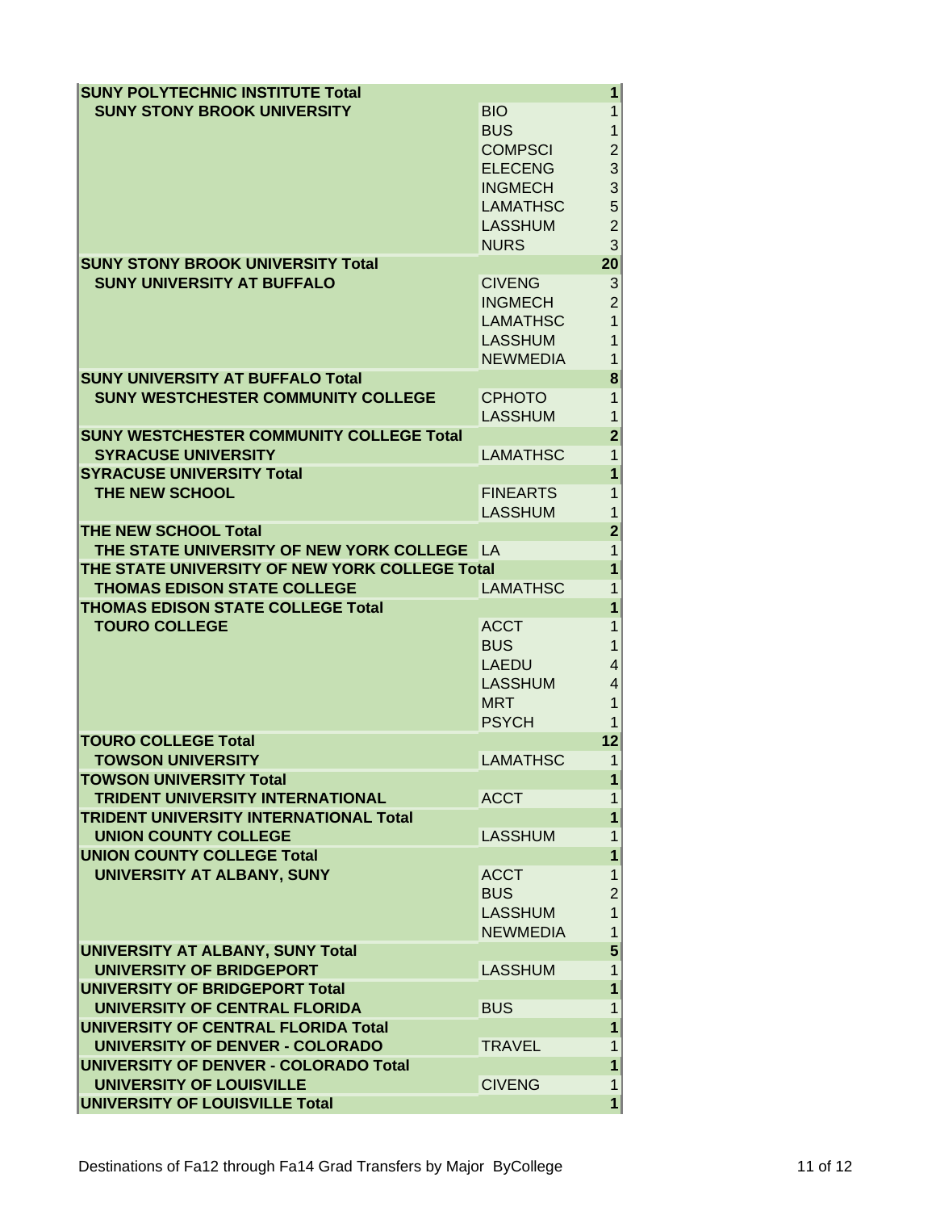| | | |
|---|---|---|
| **SUNY POLYTECHNIC INSTITUTE Total** | | **1** |
| **SUNY STONY BROOK UNIVERSITY** | BIO | 1 |
| | BUS | 1 |
| | COMPSCI | 2 |
| | ELECENG | 3 |
| | INGMECH | 3 |
| | LAMATHSC | 5 |
| | LASSHUM | 2 |
| | NURS | 3 |
| **SUNY STONY BROOK UNIVERSITY Total** | | **20** |
| **SUNY UNIVERSITY AT BUFFALO** | CIVENG | 3 |
| | INGMECH | 2 |
| | LAMATHSC | 1 |
| | LASSHUM | 1 |
| | NEWMEDIA | 1 |
| **SUNY UNIVERSITY AT BUFFALO Total** | | **8** |
| **SUNY WESTCHESTER COMMUNITY COLLEGE** | CPHOTO | 1 |
| | LASSHUM | 1 |
| **SUNY WESTCHESTER COMMUNITY COLLEGE Total** | | **2** |
| **SYRACUSE UNIVERSITY** | LAMATHSC | 1 |
| **SYRACUSE UNIVERSITY Total** | | **1** |
| **THE NEW SCHOOL** | FINEARTS | 1 |
| | LASSHUM | 1 |
| **THE NEW SCHOOL Total** | | **2** |
| **THE STATE UNIVERSITY OF NEW YORK COLLEGE** | LA | 1 |
| **THE STATE UNIVERSITY OF NEW YORK COLLEGE Total** | | **1** |
| **THOMAS EDISON STATE COLLEGE** | LAMATHSC | 1 |
| **THOMAS EDISON STATE COLLEGE Total** | | **1** |
| **TOURO COLLEGE** | ACCT | 1 |
| | BUS | 1 |
| | LAEDU | 4 |
| | LASSHUM | 4 |
| | MRT | 1 |
| | PSYCH | 1 |
| **TOURO COLLEGE Total** | | **12** |
| **TOWSON UNIVERSITY** | LAMATHSC | 1 |
| **TOWSON UNIVERSITY Total** | | **1** |
| **TRIDENT UNIVERSITY INTERNATIONAL** | ACCT | 1 |
| **TRIDENT UNIVERSITY INTERNATIONAL Total** | | **1** |
| **UNION COUNTY COLLEGE** | LASSHUM | 1 |
| **UNION COUNTY COLLEGE Total** | | **1** |
| **UNIVERSITY AT ALBANY, SUNY** | ACCT | 1 |
| | BUS | 2 |
| | LASSHUM | 1 |
| | NEWMEDIA | 1 |
| **UNIVERSITY AT ALBANY, SUNY Total** | | **5** |
| **UNIVERSITY OF BRIDGEPORT** | LASSHUM | 1 |
| **UNIVERSITY OF BRIDGEPORT Total** | | **1** |
| **UNIVERSITY OF CENTRAL FLORIDA** | BUS | 1 |
| **UNIVERSITY OF CENTRAL FLORIDA Total** | | **1** |
| **UNIVERSITY OF DENVER - COLORADO** | TRAVEL | 1 |
| **UNIVERSITY OF DENVER - COLORADO Total** | | **1** |
| **UNIVERSITY OF LOUISVILLE** | CIVENG | 1 |
| **UNIVERSITY OF LOUISVILLE Total** | | **1** |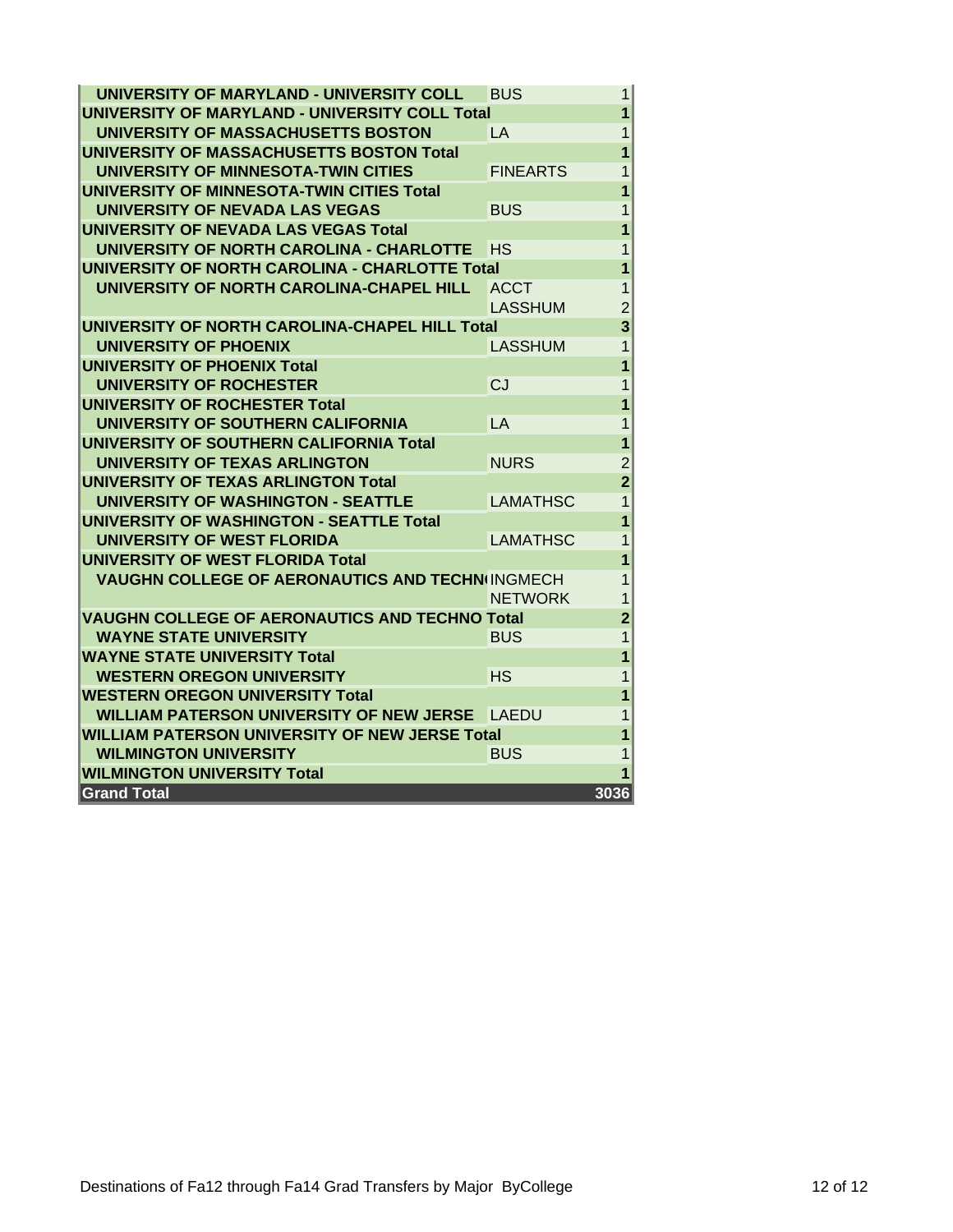| | | |
|---|---|---|
| **UNIVERSITY OF MARYLAND - UNIVERSITY COLL** | BUS | 1 |
| **UNIVERSITY OF MARYLAND - UNIVERSITY COLL Total** | | **1** |
| **UNIVERSITY OF MASSACHUSETTS BOSTON** | LA | 1 |
| **UNIVERSITY OF MASSACHUSETTS BOSTON Total** | | **1** |
| **UNIVERSITY OF MINNESOTA-TWIN CITIES** | FINEARTS | 1 |
| **UNIVERSITY OF MINNESOTA-TWIN CITIES Total** | | **1** |
| **UNIVERSITY OF NEVADA LAS VEGAS** | BUS | 1 |
| **UNIVERSITY OF NEVADA LAS VEGAS Total** | | **1** |
| **UNIVERSITY OF NORTH CAROLINA - CHARLOTTE** | HS | 1 |
| **UNIVERSITY OF NORTH CAROLINA - CHARLOTTE Total** | | **1** |
| **UNIVERSITY OF NORTH CAROLINA-CHAPEL HILL** | ACCT | 1 |
| | LASSHUM | 2 |
| **UNIVERSITY OF NORTH CAROLINA-CHAPEL HILL Total** | | **3** |
| **UNIVERSITY OF PHOENIX** | LASSHUM | 1 |
| **UNIVERSITY OF PHOENIX Total** | | **1** |
| **UNIVERSITY OF ROCHESTER** | CJ | 1 |
| **UNIVERSITY OF ROCHESTER Total** | | **1** |
| **UNIVERSITY OF SOUTHERN CALIFORNIA** | LA | 1 |
| **UNIVERSITY OF SOUTHERN CALIFORNIA Total** | | **1** |
| **UNIVERSITY OF TEXAS ARLINGTON** | NURS | 2 |
| **UNIVERSITY OF TEXAS ARLINGTON Total** | | **2** |
| **UNIVERSITY OF WASHINGTON - SEATTLE** | LAMATHSC | 1 |
| **UNIVERSITY OF WASHINGTON - SEATTLE Total** | | **1** |
| **UNIVERSITY OF WEST FLORIDA** | LAMATHSC | 1 |
| **UNIVERSITY OF WEST FLORIDA Total** | | **1** |
| **VAUGHN COLLEGE OF AERONAUTICS AND TECHNO** | INGMECH | 1 |
| | NETWORK | 1 |
| **VAUGHN COLLEGE OF AERONAUTICS AND TECHNO Total** | | **2** |
| **WAYNE STATE UNIVERSITY** | BUS | 1 |
| **WAYNE STATE UNIVERSITY Total** | | **1** |
| **WESTERN OREGON UNIVERSITY** | HS | 1 |
| **WESTERN OREGON UNIVERSITY Total** | | **1** |
| **WILLIAM PATERSON UNIVERSITY OF NEW JERSE** | LAEDU | 1 |
| **WILLIAM PATERSON UNIVERSITY OF NEW JERSE Total** | | **1** |
| **WILMINGTON UNIVERSITY** | BUS | 1 |
| **WILMINGTON UNIVERSITY Total** | | **1** |
| **Grand Total** | | **3036** |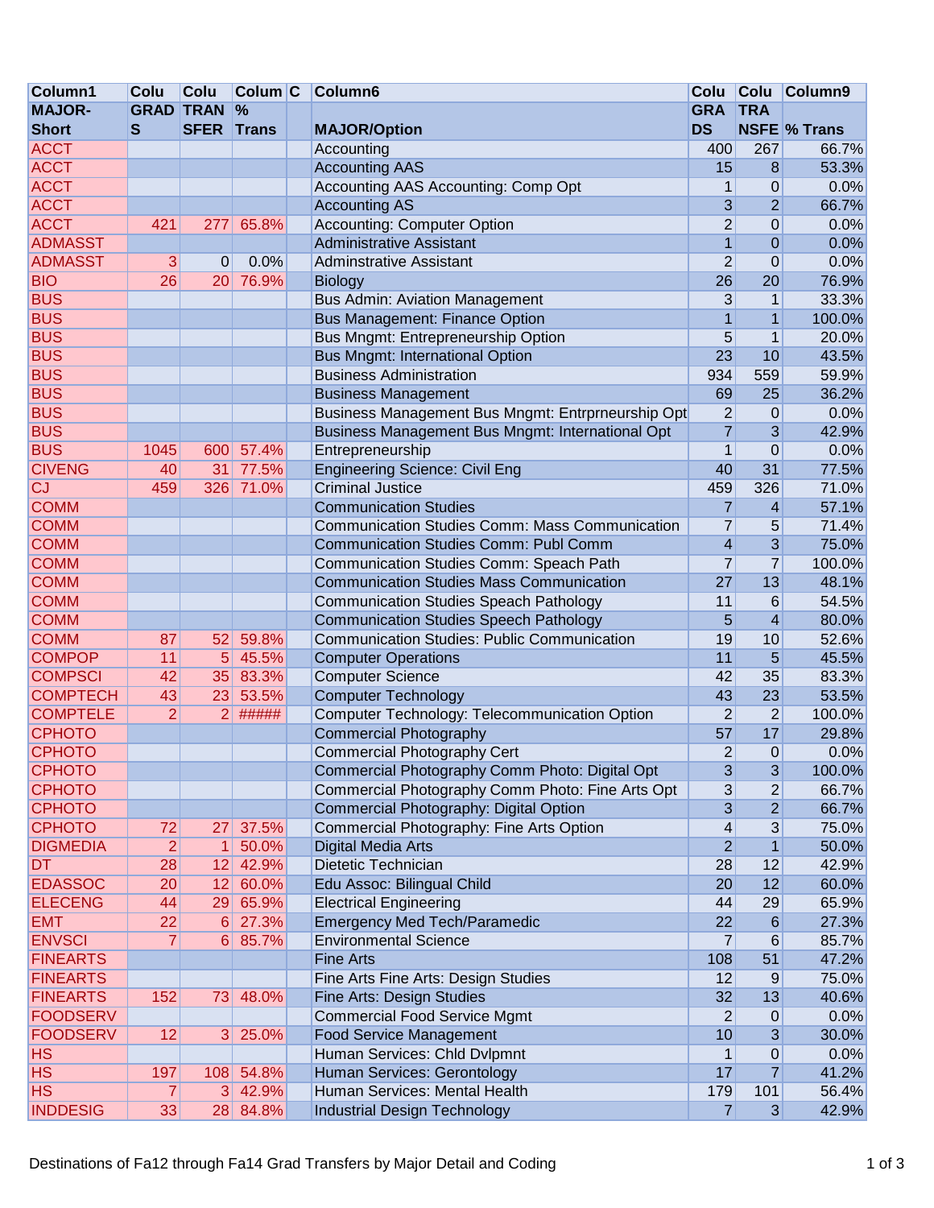| Column1 | Colu | Colu | Colum | C | Column6 | Colu | Colu | Column9 |
|---|---|---|---|---|---|---|---|---|
| MAJOR-Short | GRADS | TRANSFER | % Trans | | MAJOR/Option | GRADS | TRANSFE | % Trans |
| ACCT | | | | | Accounting | 400 | 267 | 66.7% |
| ACCT | | | | | Accounting AAS | 15 | 8 | 53.3% |
| ACCT | | | | | Accounting AAS Accounting: Comp Opt | 1 | 0 | 0.0% |
| ACCT | | | | | Accounting AS | 3 | 2 | 66.7% |
| ACCT | 421 | 277 | 65.8% | | Accounting: Computer Option | 2 | 0 | 0.0% |
| ADMASST | | | | | Administrative Assistant | 1 | 0 | 0.0% |
| ADMASST | 3 | 0 | 0.0% | | Adminstrative Assistant | 2 | 0 | 0.0% |
| BIO | 26 | 20 | 76.9% | | Biology | 26 | 20 | 76.9% |
| BUS | | | | | Bus Admin: Aviation Management | 3 | 1 | 33.3% |
| BUS | | | | | Bus Management: Finance Option | 1 | 1 | 100.0% |
| BUS | | | | | Bus Mngmt: Entrepreneurship Option | 5 | 1 | 20.0% |
| BUS | | | | | Bus Mngmt: International Option | 23 | 10 | 43.5% |
| BUS | | | | | Business Administration | 934 | 559 | 59.9% |
| BUS | | | | | Business Management | 69 | 25 | 36.2% |
| BUS | | | | | Business Management Bus Mngmt: Entrprneurship Opt | 2 | 0 | 0.0% |
| BUS | | | | | Business Management Bus Mngmt: International Opt | 7 | 3 | 42.9% |
| BUS | 1045 | 600 | 57.4% | | Entrepreneurship | 1 | 0 | 0.0% |
| CIVENG | 40 | 31 | 77.5% | | Engineering Science: Civil Eng | 40 | 31 | 77.5% |
| CJ | 459 | 326 | 71.0% | | Criminal Justice | 459 | 326 | 71.0% |
| COMM | | | | | Communication Studies | 7 | 4 | 57.1% |
| COMM | | | | | Communication Studies Comm: Mass Communication | 7 | 5 | 71.4% |
| COMM | | | | | Communication Studies Comm: Publ Comm | 4 | 3 | 75.0% |
| COMM | | | | | Communication Studies Comm: Speach Path | 7 | 7 | 100.0% |
| COMM | | | | | Communication Studies Mass Communication | 27 | 13 | 48.1% |
| COMM | | | | | Communication Studies Speach Pathology | 11 | 6 | 54.5% |
| COMM | | | | | Communication Studies Speech Pathology | 5 | 4 | 80.0% |
| COMM | 87 | 52 | 59.8% | | Communication Studies: Public Communication | 19 | 10 | 52.6% |
| COMPOP | 11 | 5 | 45.5% | | Computer Operations | 11 | 5 | 45.5% |
| COMPSCI | 42 | 35 | 83.3% | | Computer Science | 42 | 35 | 83.3% |
| COMPTECH | 43 | 23 | 53.5% | | Computer Technology | 43 | 23 | 53.5% |
| COMPTELE | 2 | 2 | ##### | | Computer Technology: Telecommunication Option | 2 | 2 | 100.0% |
| CPHOTO | | | | | Commercial Photography | 57 | 17 | 29.8% |
| CPHOTO | | | | | Commercial Photography Cert | 2 | 0 | 0.0% |
| CPHOTO | | | | | Commercial Photography Comm Photo: Digital Opt | 3 | 3 | 100.0% |
| CPHOTO | | | | | Commercial Photography Comm Photo: Fine Arts Opt | 3 | 2 | 66.7% |
| CPHOTO | | | | | Commercial Photography: Digital Option | 3 | 2 | 66.7% |
| CPHOTO | 72 | 27 | 37.5% | | Commercial Photography: Fine Arts Option | 4 | 3 | 75.0% |
| DIGMEDIA | 2 | 1 | 50.0% | | Digital Media Arts | 2 | 1 | 50.0% |
| DT | 28 | 12 | 42.9% | | Dietetic Technician | 28 | 12 | 42.9% |
| EDASSOC | 20 | 12 | 60.0% | | Edu Assoc: Bilingual Child | 20 | 12 | 60.0% |
| ELECENG | 44 | 29 | 65.9% | | Electrical Engineering | 44 | 29 | 65.9% |
| EMT | 22 | 6 | 27.3% | | Emergency Med Tech/Paramedic | 22 | 6 | 27.3% |
| ENVSCI | 7 | 6 | 85.7% | | Environmental Science | 7 | 6 | 85.7% |
| FINEARTS | | | | | Fine Arts | 108 | 51 | 47.2% |
| FINEARTS | | | | | Fine Arts Fine Arts: Design Studies | 12 | 9 | 75.0% |
| FINEARTS | 152 | 73 | 48.0% | | Fine Arts: Design Studies | 32 | 13 | 40.6% |
| FOODSERV | | | | | Commercial Food Service Mgmt | 2 | 0 | 0.0% |
| FOODSERV | 12 | 3 | 25.0% | | Food Service Management | 10 | 3 | 30.0% |
| HS | | | | | Human Services: Chld Dvlpmnt | 1 | 0 | 0.0% |
| HS | 197 | 108 | 54.8% | | Human Services: Gerontology | 17 | 7 | 41.2% |
| HS | 7 | 3 | 42.9% | | Human Services: Mental Health | 179 | 101 | 56.4% |
| INDDESIG | 33 | 28 | 84.8% | | Industrial Design Technology | 7 | 3 | 42.9% |

Destinations of Fa12 through Fa14 Grad Transfers by Major Detail and Coding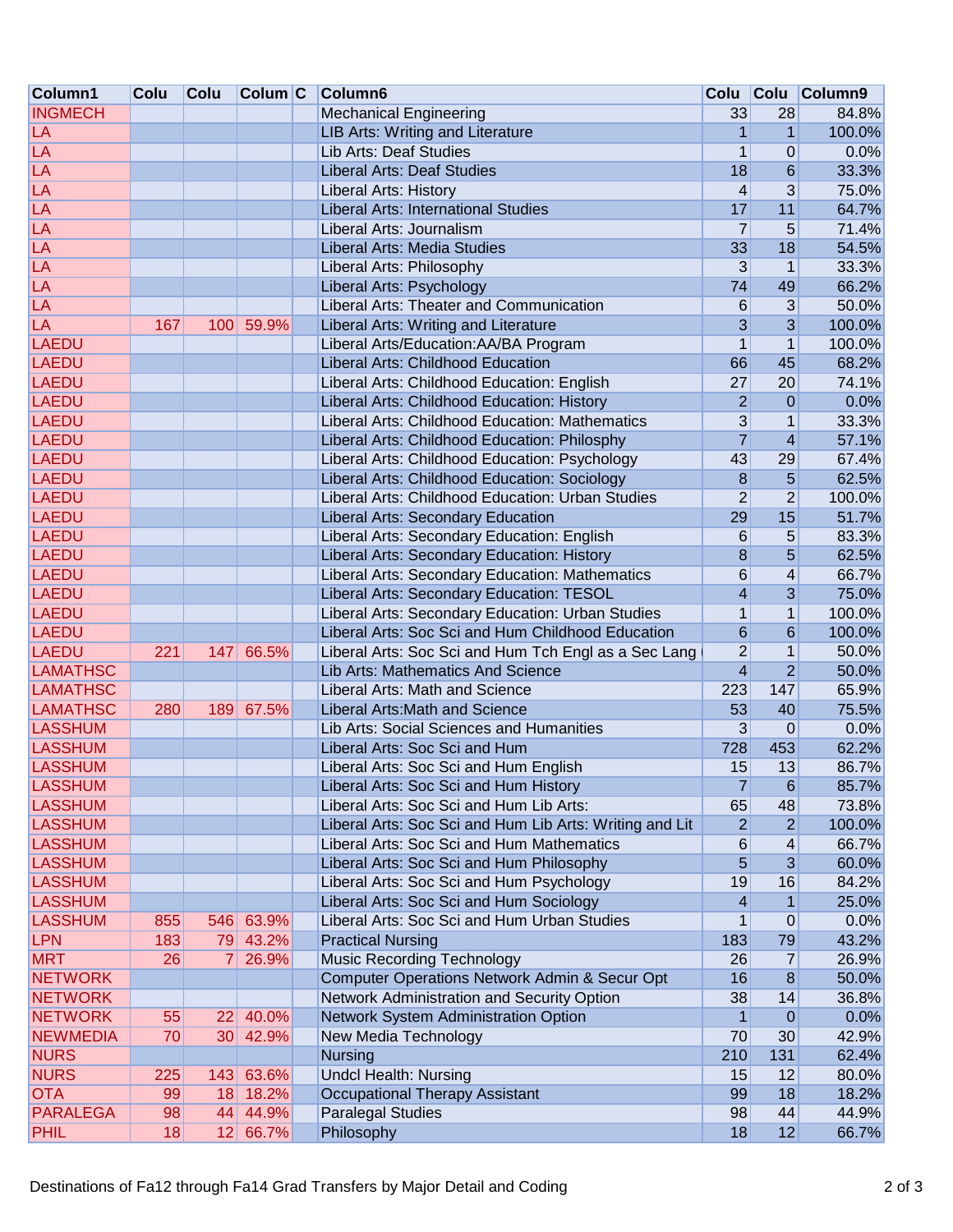| Column1 | Colu | Colu | Colum | C | Column6 | Colu | Colu | Column9 |
|---|---|---|---|---|---|---|---|---|
| INGMECH | | | | | Mechanical Engineering | 33 | 28 | 84.8% |
| LA | | | | | LIB Arts: Writing and Literature | 1 | 1 | 100.0% |
| LA | | | | | Lib Arts: Deaf Studies | 1 | 0 | 0.0% |
| LA | | | | | Liberal Arts: Deaf Studies | 18 | 6 | 33.3% |
| LA | | | | | Liberal Arts: History | 4 | 3 | 75.0% |
| LA | | | | | Liberal Arts: International Studies | 17 | 11 | 64.7% |
| LA | | | | | Liberal Arts: Journalism | 7 | 5 | 71.4% |
| LA | | | | | Liberal Arts: Media Studies | 33 | 18 | 54.5% |
| LA | | | | | Liberal Arts: Philosophy | 3 | 1 | 33.3% |
| LA | | | | | Liberal Arts: Psychology | 74 | 49 | 66.2% |
| LA | | | | | Liberal Arts: Theater and Communication | 6 | 3 | 50.0% |
| LA | 167 | 100 | 59.9% | | Liberal Arts: Writing and Literature | 3 | 3 | 100.0% |
| LAEDU | | | | | Liberal Arts/Education:AA/BA Program | 1 | 1 | 100.0% |
| LAEDU | | | | | Liberal Arts: Childhood Education | 66 | 45 | 68.2% |
| LAEDU | | | | | Liberal Arts: Childhood Education: English | 27 | 20 | 74.1% |
| LAEDU | | | | | Liberal Arts: Childhood Education: History | 2 | 0 | 0.0% |
| LAEDU | | | | | Liberal Arts: Childhood Education: Mathematics | 3 | 1 | 33.3% |
| LAEDU | | | | | Liberal Arts: Childhood Education: Philosphy | 7 | 4 | 57.1% |
| LAEDU | | | | | Liberal Arts: Childhood Education: Psychology | 43 | 29 | 67.4% |
| LAEDU | | | | | Liberal Arts: Childhood Education: Sociology | 8 | 5 | 62.5% |
| LAEDU | | | | | Liberal Arts: Childhood Education: Urban Studies | 2 | 2 | 100.0% |
| LAEDU | | | | | Liberal Arts: Secondary Education | 29 | 15 | 51.7% |
| LAEDU | | | | | Liberal Arts: Secondary Education: English | 6 | 5 | 83.3% |
| LAEDU | | | | | Liberal Arts: Secondary Education: History | 8 | 5 | 62.5% |
| LAEDU | | | | | Liberal Arts: Secondary Education: Mathematics | 6 | 4 | 66.7% |
| LAEDU | | | | | Liberal Arts: Secondary Education: TESOL | 4 | 3 | 75.0% |
| LAEDU | | | | | Liberal Arts: Secondary Education: Urban Studies | 1 | 1 | 100.0% |
| LAEDU | | | | | Liberal Arts: Soc Sci and Hum Childhood Education | 6 | 6 | 100.0% |
| LAEDU | 221 | 147 | 66.5% | | Liberal Arts: Soc Sci and Hum Tch Engl as a Sec Lang | 2 | 1 | 50.0% |
| LAMATHSC | | | | | Lib Arts: Mathematics And Science | 4 | 2 | 50.0% |
| LAMATHSC | | | | | Liberal Arts: Math and Science | 223 | 147 | 65.9% |
| LAMATHSC | 280 | 189 | 67.5% | | Liberal Arts:Math and Science | 53 | 40 | 75.5% |
| LASSHUM | | | | | Lib Arts: Social Sciences and Humanities | 3 | 0 | 0.0% |
| LASSHUM | | | | | Liberal Arts: Soc Sci and Hum | 728 | 453 | 62.2% |
| LASSHUM | | | | | Liberal Arts: Soc Sci and Hum English | 15 | 13 | 86.7% |
| LASSHUM | | | | | Liberal Arts: Soc Sci and Hum History | 7 | 6 | 85.7% |
| LASSHUM | | | | | Liberal Arts: Soc Sci and Hum Lib Arts: | 65 | 48 | 73.8% |
| LASSHUM | | | | | Liberal Arts: Soc Sci and Hum Lib Arts: Writing and Lit | 2 | 2 | 100.0% |
| LASSHUM | | | | | Liberal Arts: Soc Sci and Hum Mathematics | 6 | 4 | 66.7% |
| LASSHUM | | | | | Liberal Arts: Soc Sci and Hum Philosophy | 5 | 3 | 60.0% |
| LASSHUM | | | | | Liberal Arts: Soc Sci and Hum Psychology | 19 | 16 | 84.2% |
| LASSHUM | | | | | Liberal Arts: Soc Sci and Hum Sociology | 4 | 1 | 25.0% |
| LASSHUM | 855 | 546 | 63.9% | | Liberal Arts: Soc Sci and Hum Urban Studies | 1 | 0 | 0.0% |
| LPN | 183 | 79 | 43.2% | | Practical Nursing | 183 | 79 | 43.2% |
| MRT | 26 | 7 | 26.9% | | Music Recording Technology | 26 | 7 | 26.9% |
| NETWORK | | | | | Computer Operations Network Admin & Secur Opt | 16 | 8 | 50.0% |
| NETWORK | | | | | Network Administration and Security Option | 38 | 14 | 36.8% |
| NETWORK | 55 | 22 | 40.0% | | Network System Administration Option | 1 | 0 | 0.0% |
| NEWMEDIA | 70 | 30 | 42.9% | | New Media Technology | 70 | 30 | 42.9% |
| NURS | | | | | Nursing | 210 | 131 | 62.4% |
| NURS | 225 | 143 | 63.6% | | Undcl Health: Nursing | 15 | 12 | 80.0% |
| OTA | 99 | 18 | 18.2% | | Occupational Therapy Assistant | 99 | 18 | 18.2% |
| PARALEGA | 98 | 44 | 44.9% | | Paralegal Studies | 98 | 44 | 44.9% |
| PHIL | 18 | 12 | 66.7% | | Philosophy | 18 | 12 | 66.7% |

Destinations of Fa12 through Fa14 Grad Transfers by Major Detail and Coding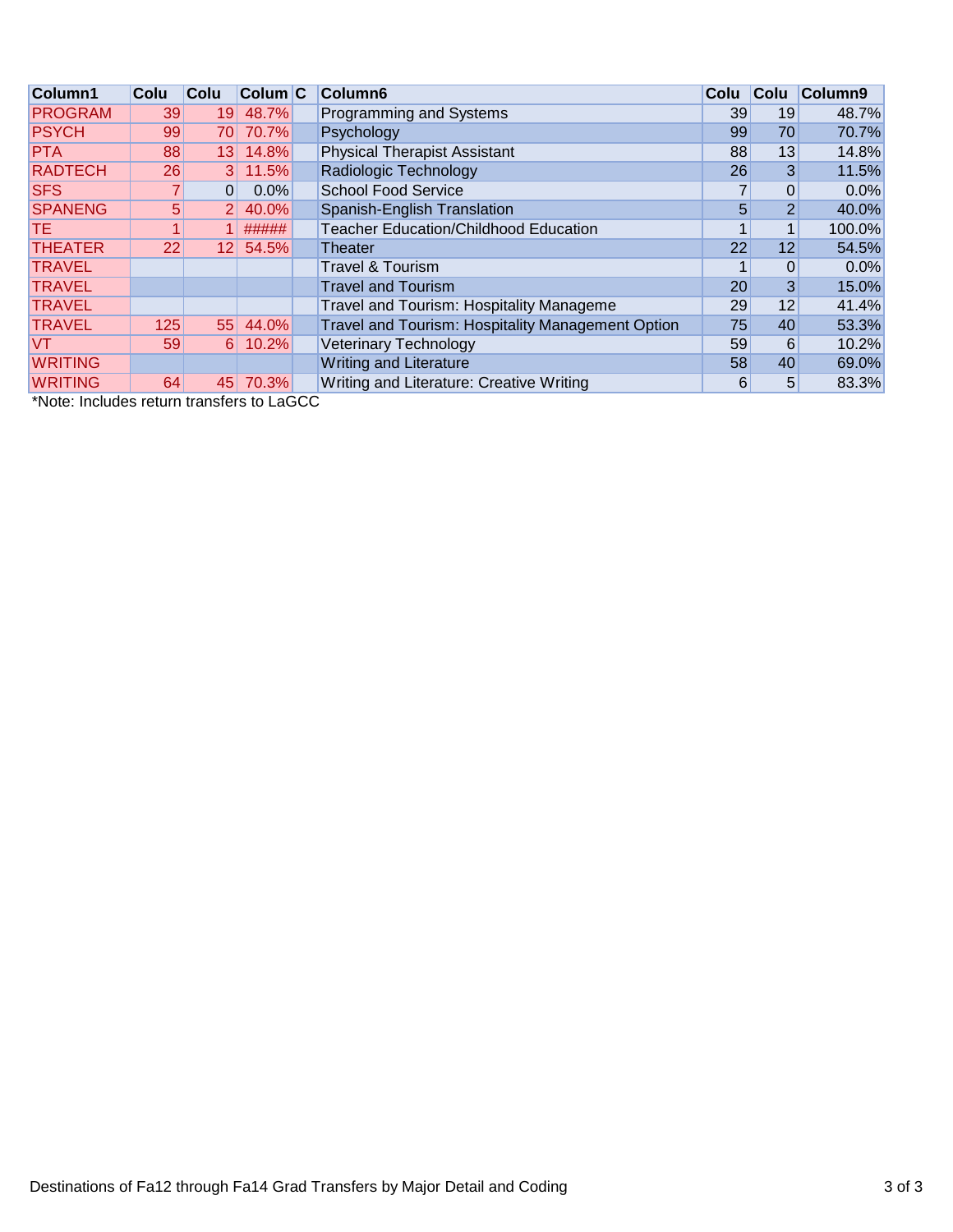| Column1 | Colu | Colu | Colum | C | Column6 | Colu | Colu | Column9 |
|---|---|---|---|---|---|---|---|---|
| PROGRAM | 39 | 19 | 48.7% | | Programming and Systems | 39 | 19 | 48.7% |
| PSYCH | 99 | 70 | 70.7% | | Psychology | 99 | 70 | 70.7% |
| PTA | 88 | 13 | 14.8% | | Physical Therapist Assistant | 88 | 13 | 14.8% |
| RADTECH | 26 | 3 | 11.5% | | Radiologic Technology | 26 | 3 | 11.5% |
| SFS | 7 | 0 | 0.0% | | School Food Service | 7 | 0 | 0.0% |
| SPANENG | 5 | 2 | 40.0% | | Spanish-English Translation | 5 | 2 | 40.0% |
| TE | 1 | 1 | ##### | | Teacher Education/Childhood Education | 1 | 1 | 100.0% |
| THEATER | 22 | 12 | 54.5% | | Theater | 22 | 12 | 54.5% |
| TRAVEL | | | | | Travel & Tourism | 1 | 0 | 0.0% |
| TRAVEL | | | | | Travel and Tourism | 20 | 3 | 15.0% |
| TRAVEL | | | | | Travel and Tourism: Hospitality Manageme | 29 | 12 | 41.4% |
| TRAVEL | 125 | 55 | 44.0% | | Travel and Tourism: Hospitality Management Option | 75 | 40 | 53.3% |
| VT | 59 | 6 | 10.2% | | Veterinary Technology | 59 | 6 | 10.2% |
| WRITING | | | | | Writing and Literature | 58 | 40 | 69.0% |
| WRITING | 64 | 45 | 70.3% | | Writing and Literature: Creative Writing | 6 | 5 | 83.3% |

*Note: Includes return transfers to LaGCC